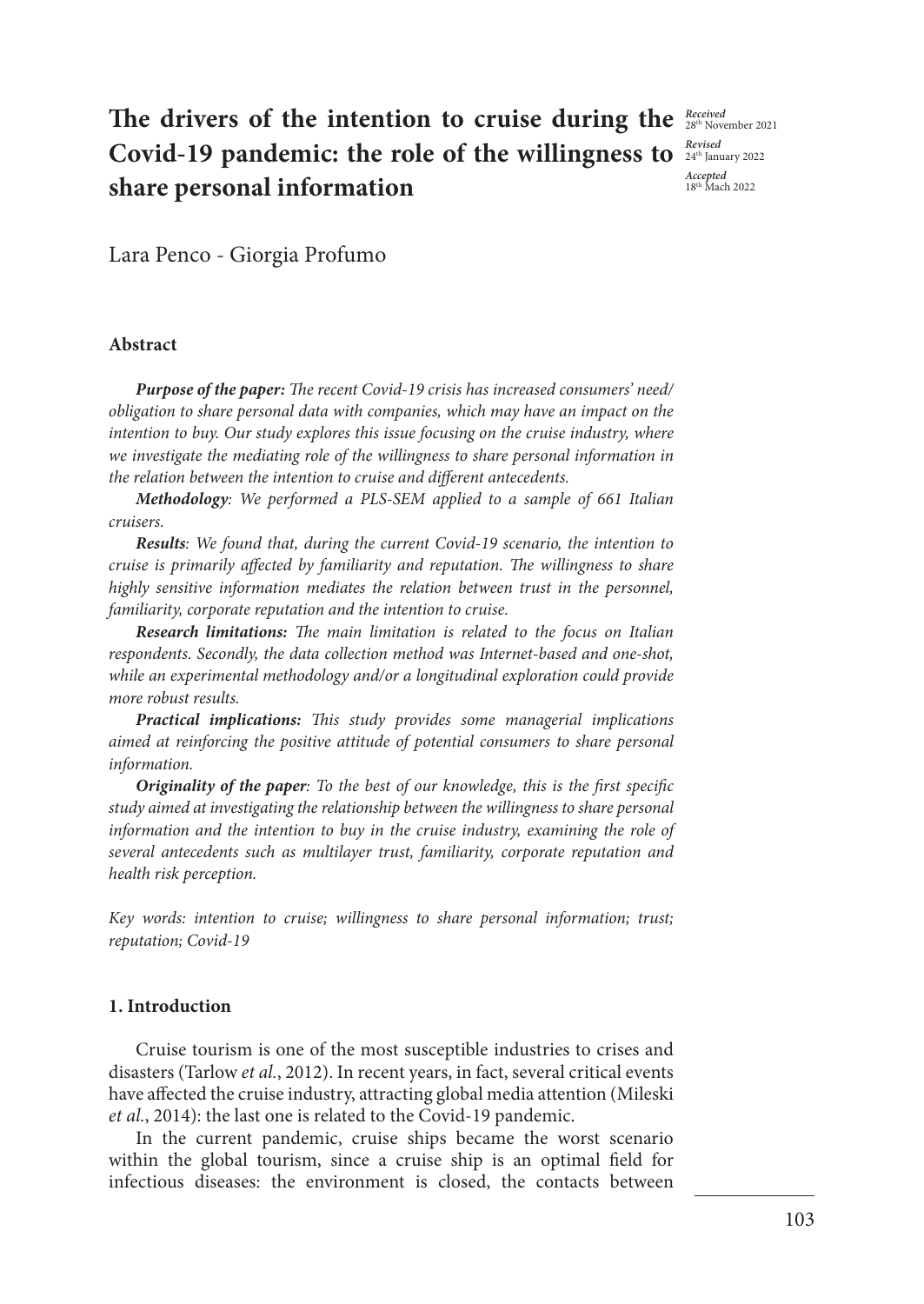# The drivers of the intention to cruise during the Covid-19 pandemic: the role of the willingness to share personal information

*Received* 28th November 2021
*Revised* 24th January 2022
*Accepted* 18th Mach 2022

Lara Penco - Giorgia Profumo

## Abstract

***Purpose of the paper:*** *The recent Covid-19 crisis has increased consumers' need/obligation to share personal data with companies, which may have an impact on the intention to buy. Our study explores this issue focusing on the cruise industry, where we investigate the mediating role of the willingness to share personal information in the relation between the intention to cruise and different antecedents.*

***Methodology****: We performed a PLS-SEM applied to a sample of 661 Italian cruisers.*

***Results****: We found that, during the current Covid-19 scenario, the intention to cruise is primarily affected by familiarity and reputation. The willingness to share highly sensitive information mediates the relation between trust in the personnel, familiarity, corporate reputation and the intention to cruise.*

***Research limitations:*** *The main limitation is related to the focus on Italian respondents. Secondly, the data collection method was Internet-based and one-shot, while an experimental methodology and/or a longitudinal exploration could provide more robust results.*

***Practical implications:*** *This study provides some managerial implications aimed at reinforcing the positive attitude of potential consumers to share personal information.*

***Originality of the paper****: To the best of our knowledge, this is the first specific study aimed at investigating the relationship between the willingness to share personal information and the intention to buy in the cruise industry, examining the role of several antecedents such as multilayer trust, familiarity, corporate reputation and health risk perception.*

*Key words: intention to cruise; willingness to share personal information; trust; reputation; Covid-19*

## 1. Introduction

Cruise tourism is one of the most susceptible industries to crises and disasters (Tarlow *et al.*, 2012). In recent years, in fact, several critical events have affected the cruise industry, attracting global media attention (Mileski *et al.*, 2014): the last one is related to the Covid-19 pandemic.

In the current pandemic, cruise ships became the worst scenario within the global tourism, since a cruise ship is an optimal field for infectious diseases: the environment is closed, the contacts between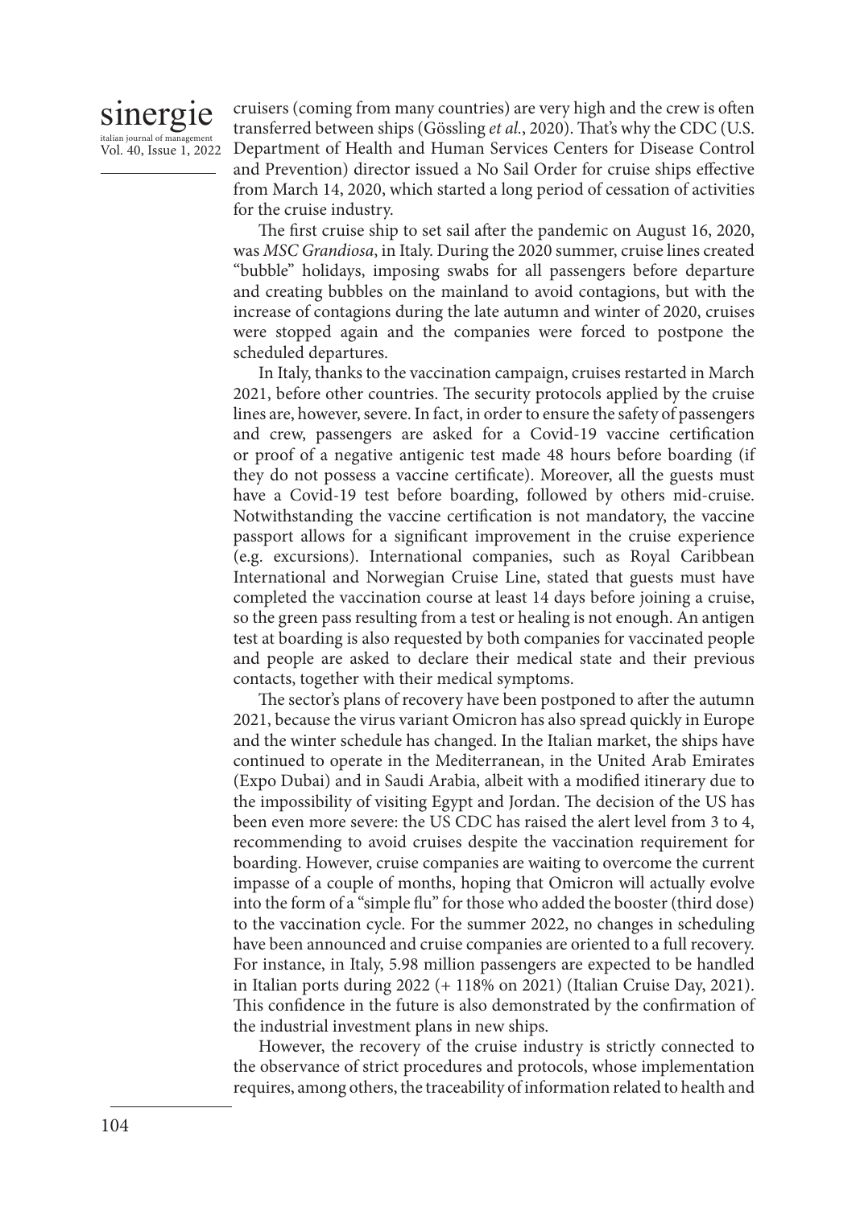cruisers (coming from many countries) are very high and the crew is often transferred between ships (Gössling *et al.*, 2020). That's why the CDC (U.S. Department of Health and Human Services Centers for Disease Control and Prevention) director issued a No Sail Order for cruise ships effective from March 14, 2020, which started a long period of cessation of activities for the cruise industry.

The first cruise ship to set sail after the pandemic on August 16, 2020, was *MSC Grandiosa*, in Italy. During the 2020 summer, cruise lines created "bubble" holidays, imposing swabs for all passengers before departure and creating bubbles on the mainland to avoid contagions, but with the increase of contagions during the late autumn and winter of 2020, cruises were stopped again and the companies were forced to postpone the scheduled departures.

In Italy, thanks to the vaccination campaign, cruises restarted in March 2021, before other countries. The security protocols applied by the cruise lines are, however, severe. In fact, in order to ensure the safety of passengers and crew, passengers are asked for a Covid-19 vaccine certification or proof of a negative antigenic test made 48 hours before boarding (if they do not possess a vaccine certificate). Moreover, all the guests must have a Covid-19 test before boarding, followed by others mid-cruise. Notwithstanding the vaccine certification is not mandatory, the vaccine passport allows for a significant improvement in the cruise experience (e.g. excursions). International companies, such as Royal Caribbean International and Norwegian Cruise Line, stated that guests must have completed the vaccination course at least 14 days before joining a cruise, so the green pass resulting from a test or healing is not enough. An antigen test at boarding is also requested by both companies for vaccinated people and people are asked to declare their medical state and their previous contacts, together with their medical symptoms.

The sector's plans of recovery have been postponed to after the autumn 2021, because the virus variant Omicron has also spread quickly in Europe and the winter schedule has changed. In the Italian market, the ships have continued to operate in the Mediterranean, in the United Arab Emirates (Expo Dubai) and in Saudi Arabia, albeit with a modified itinerary due to the impossibility of visiting Egypt and Jordan. The decision of the US has been even more severe: the US CDC has raised the alert level from 3 to 4, recommending to avoid cruises despite the vaccination requirement for boarding. However, cruise companies are waiting to overcome the current impasse of a couple of months, hoping that Omicron will actually evolve into the form of a "simple flu" for those who added the booster (third dose) to the vaccination cycle. For the summer 2022, no changes in scheduling have been announced and cruise companies are oriented to a full recovery. For instance, in Italy, 5.98 million passengers are expected to be handled in Italian ports during 2022 (+ 118% on 2021) (Italian Cruise Day, 2021). This confidence in the future is also demonstrated by the confirmation of the industrial investment plans in new ships.

However, the recovery of the cruise industry is strictly connected to the observance of strict procedures and protocols, whose implementation requires, among others, the traceability of information related to health and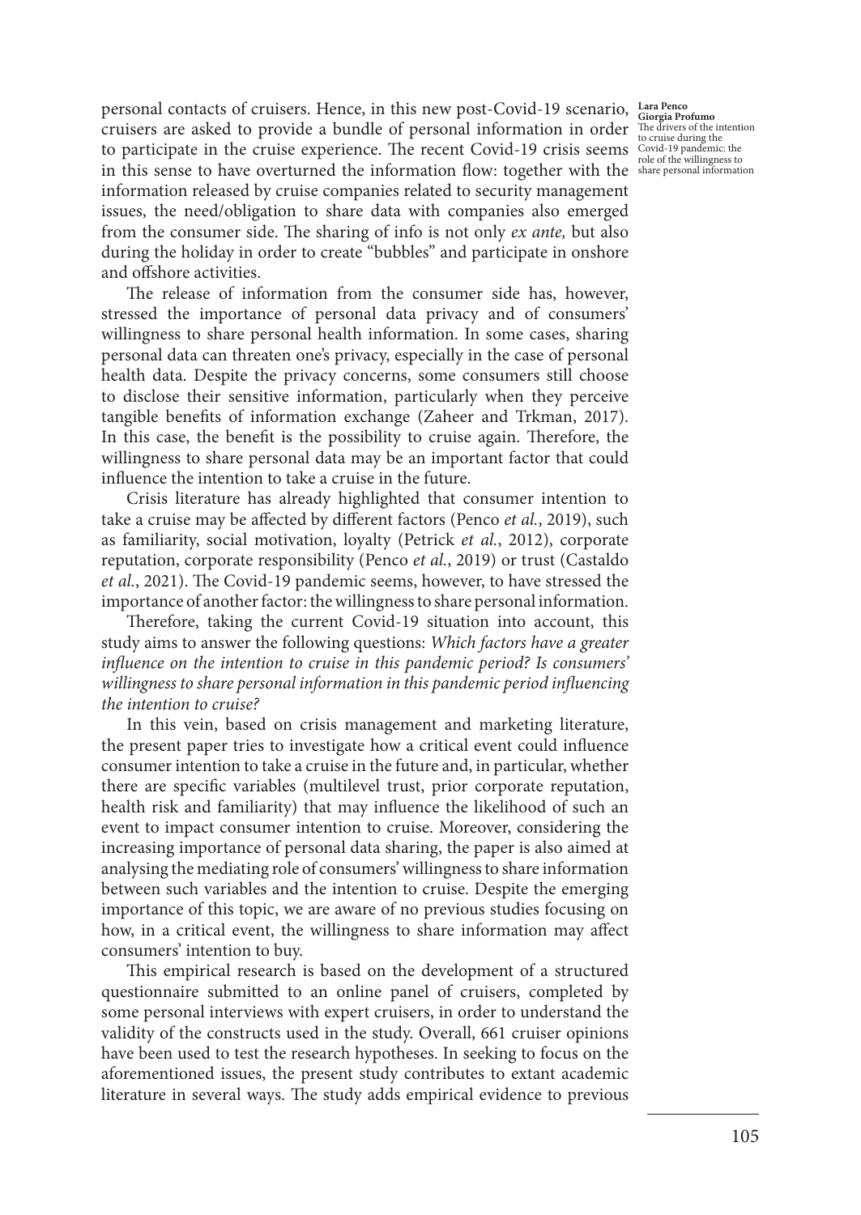personal contacts of cruisers. Hence, in this new post-Covid-19 scenario, cruisers are asked to provide a bundle of personal information in order to participate in the cruise experience. The recent Covid-19 crisis seems in this sense to have overturned the information flow: together with the information released by cruise companies related to security management issues, the need/obligation to share data with companies also emerged from the consumer side. The sharing of info is not only *ex ante,* but also during the holiday in order to create "bubbles" and participate in onshore and offshore activities.

The release of information from the consumer side has, however, stressed the importance of personal data privacy and of consumers' willingness to share personal health information. In some cases, sharing personal data can threaten one's privacy, especially in the case of personal health data. Despite the privacy concerns, some consumers still choose to disclose their sensitive information, particularly when they perceive tangible benefits of information exchange (Zaheer and Trkman, 2017). In this case, the benefit is the possibility to cruise again. Therefore, the willingness to share personal data may be an important factor that could influence the intention to take a cruise in the future.

Crisis literature has already highlighted that consumer intention to take a cruise may be affected by different factors (Penco *et al.*, 2019), such as familiarity, social motivation, loyalty (Petrick *et al.*, 2012), corporate reputation, corporate responsibility (Penco *et al.*, 2019) or trust (Castaldo *et al.*, 2021). The Covid-19 pandemic seems, however, to have stressed the importance of another factor: the willingness to share personal information.

Therefore, taking the current Covid-19 situation into account, this study aims to answer the following questions: *Which factors have a greater influence on the intention to cruise in this pandemic period? Is consumers' willingness to share personal information in this pandemic period influencing the intention to cruise?*

In this vein, based on crisis management and marketing literature, the present paper tries to investigate how a critical event could influence consumer intention to take a cruise in the future and, in particular, whether there are specific variables (multilevel trust, prior corporate reputation, health risk and familiarity) that may influence the likelihood of such an event to impact consumer intention to cruise. Moreover, considering the increasing importance of personal data sharing, the paper is also aimed at analysing the mediating role of consumers' willingness to share information between such variables and the intention to cruise. Despite the emerging importance of this topic, we are aware of no previous studies focusing on how, in a critical event, the willingness to share information may affect consumers' intention to buy.

This empirical research is based on the development of a structured questionnaire submitted to an online panel of cruisers, completed by some personal interviews with expert cruisers, in order to understand the validity of the constructs used in the study. Overall, 661 cruiser opinions have been used to test the research hypotheses. In seeking to focus on the aforementioned issues, the present study contributes to extant academic literature in several ways. The study adds empirical evidence to previous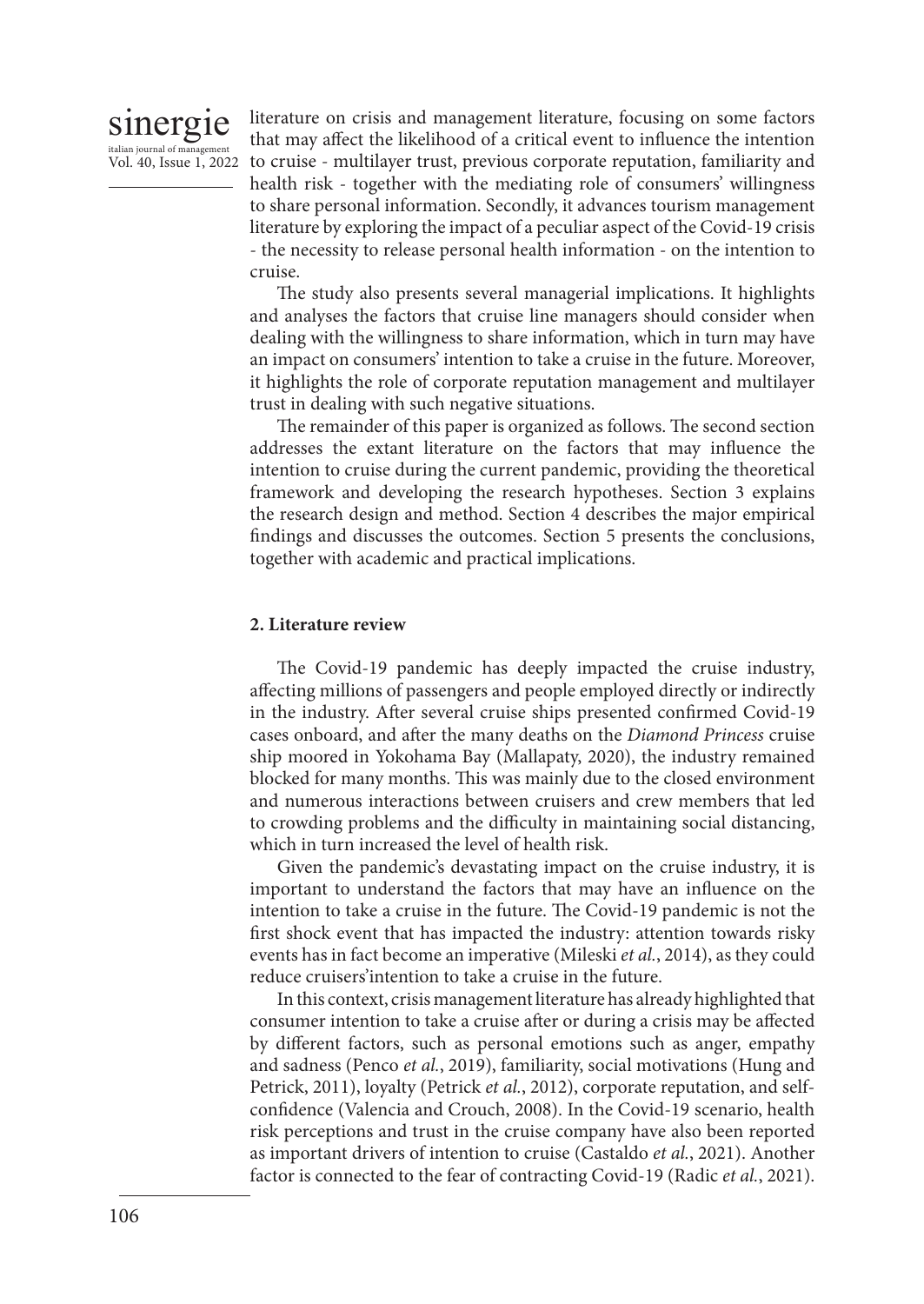literature on crisis and management literature, focusing on some factors that may affect the likelihood of a critical event to influence the intention to cruise - multilayer trust, previous corporate reputation, familiarity and health risk - together with the mediating role of consumers' willingness to share personal information. Secondly, it advances tourism management literature by exploring the impact of a peculiar aspect of the Covid-19 crisis - the necessity to release personal health information - on the intention to cruise.

The study also presents several managerial implications. It highlights and analyses the factors that cruise line managers should consider when dealing with the willingness to share information, which in turn may have an impact on consumers' intention to take a cruise in the future. Moreover, it highlights the role of corporate reputation management and multilayer trust in dealing with such negative situations.

The remainder of this paper is organized as follows. The second section addresses the extant literature on the factors that may influence the intention to cruise during the current pandemic, providing the theoretical framework and developing the research hypotheses. Section 3 explains the research design and method. Section 4 describes the major empirical findings and discusses the outcomes. Section 5 presents the conclusions, together with academic and practical implications.

## 2. Literature review

The Covid-19 pandemic has deeply impacted the cruise industry, affecting millions of passengers and people employed directly or indirectly in the industry. After several cruise ships presented confirmed Covid-19 cases onboard, and after the many deaths on the *Diamond Princess* cruise ship moored in Yokohama Bay (Mallapaty, 2020), the industry remained blocked for many months. This was mainly due to the closed environment and numerous interactions between cruisers and crew members that led to crowding problems and the difficulty in maintaining social distancing, which in turn increased the level of health risk.

Given the pandemic's devastating impact on the cruise industry, it is important to understand the factors that may have an influence on the intention to take a cruise in the future. The Covid-19 pandemic is not the first shock event that has impacted the industry: attention towards risky events has in fact become an imperative (Mileski *et al.*, 2014), as they could reduce cruisers'intention to take a cruise in the future.

In this context, crisis management literature has already highlighted that consumer intention to take a cruise after or during a crisis may be affected by different factors, such as personal emotions such as anger, empathy and sadness (Penco *et al.*, 2019), familiarity, social motivations (Hung and Petrick, 2011), loyalty (Petrick *et al.*, 2012), corporate reputation, and self-confidence (Valencia and Crouch, 2008). In the Covid-19 scenario, health risk perceptions and trust in the cruise company have also been reported as important drivers of intention to cruise (Castaldo *et al.*, 2021). Another factor is connected to the fear of contracting Covid-19 (Radic *et al.*, 2021).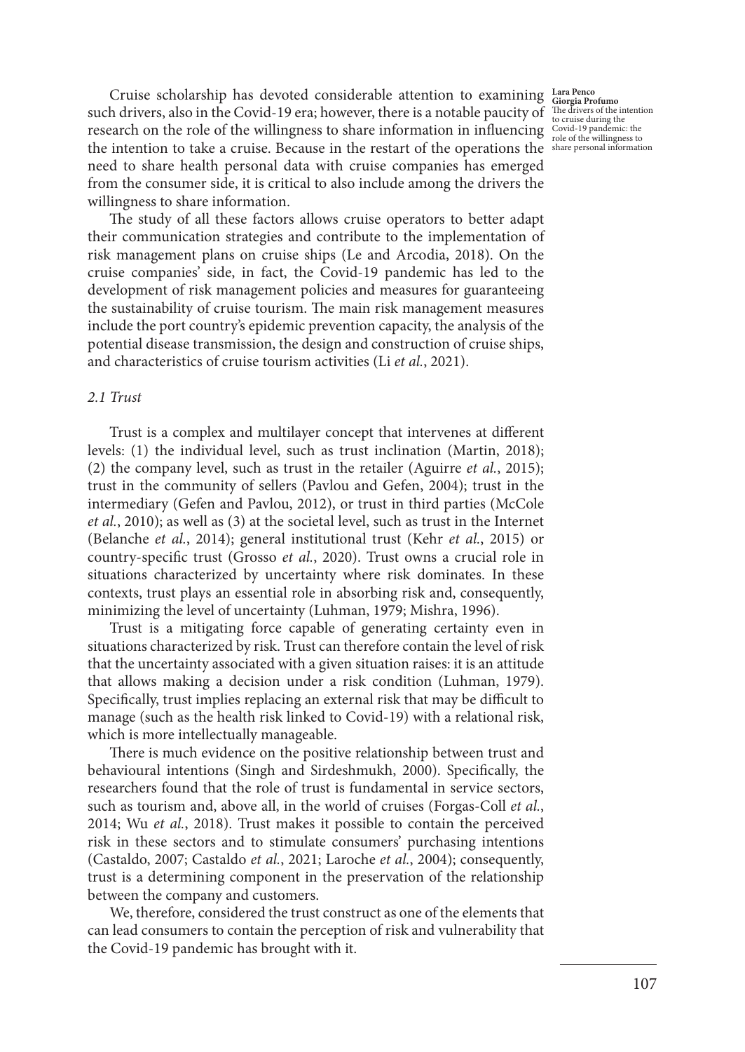Cruise scholarship has devoted considerable attention to examining such drivers, also in the Covid-19 era; however, there is a notable paucity of research on the role of the willingness to share information in influencing the intention to take a cruise. Because in the restart of the operations the need to share health personal data with cruise companies has emerged from the consumer side, it is critical to also include among the drivers the willingness to share information.

The study of all these factors allows cruise operators to better adapt their communication strategies and contribute to the implementation of risk management plans on cruise ships (Le and Arcodia, 2018). On the cruise companies' side, in fact, the Covid-19 pandemic has led to the development of risk management policies and measures for guaranteeing the sustainability of cruise tourism. The main risk management measures include the port country's epidemic prevention capacity, the analysis of the potential disease transmission, the design and construction of cruise ships, and characteristics of cruise tourism activities (Li *et al.*, 2021).

### *2.1 Trust*

Trust is a complex and multilayer concept that intervenes at different levels: (1) the individual level, such as trust inclination (Martin, 2018); (2) the company level, such as trust in the retailer (Aguirre *et al.*, 2015); trust in the community of sellers (Pavlou and Gefen, 2004); trust in the intermediary (Gefen and Pavlou, 2012), or trust in third parties (McCole *et al.*, 2010); as well as (3) at the societal level, such as trust in the Internet (Belanche *et al.*, 2014); general institutional trust (Kehr *et al.*, 2015) or country-specific trust (Grosso *et al.*, 2020). Trust owns a crucial role in situations characterized by uncertainty where risk dominates. In these contexts, trust plays an essential role in absorbing risk and, consequently, minimizing the level of uncertainty (Luhman, 1979; Mishra, 1996).

Trust is a mitigating force capable of generating certainty even in situations characterized by risk. Trust can therefore contain the level of risk that the uncertainty associated with a given situation raises: it is an attitude that allows making a decision under a risk condition (Luhman, 1979). Specifically, trust implies replacing an external risk that may be difficult to manage (such as the health risk linked to Covid-19) with a relational risk, which is more intellectually manageable.

There is much evidence on the positive relationship between trust and behavioural intentions (Singh and Sirdeshmukh, 2000). Specifically, the researchers found that the role of trust is fundamental in service sectors, such as tourism and, above all, in the world of cruises (Forgas-Coll *et al.*, 2014; Wu *et al.*, 2018). Trust makes it possible to contain the perceived risk in these sectors and to stimulate consumers' purchasing intentions (Castaldo, 2007; Castaldo *et al.*, 2021; Laroche *et al.*, 2004); consequently, trust is a determining component in the preservation of the relationship between the company and customers.

We, therefore, considered the trust construct as one of the elements that can lead consumers to contain the perception of risk and vulnerability that the Covid-19 pandemic has brought with it.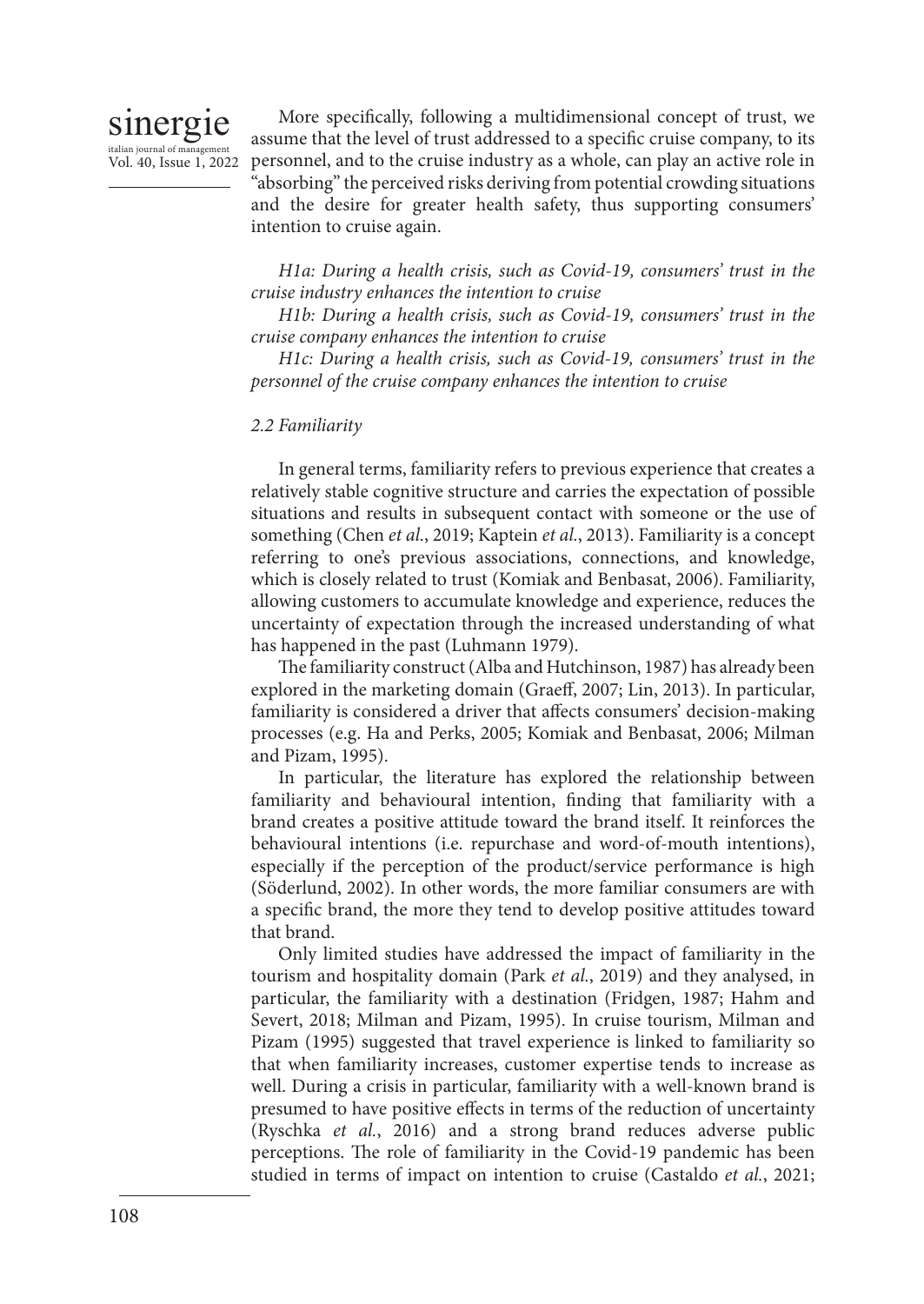More specifically, following a multidimensional concept of trust, we assume that the level of trust addressed to a specific cruise company, to its personnel, and to the cruise industry as a whole, can play an active role in "absorbing" the perceived risks deriving from potential crowding situations and the desire for greater health safety, thus supporting consumers' intention to cruise again.

*H1a: During a health crisis, such as Covid-19, consumers' trust in the cruise industry enhances the intention to cruise*

*H1b: During a health crisis, such as Covid-19, consumers' trust in the cruise company enhances the intention to cruise*

*H1c: During a health crisis, such as Covid-19, consumers' trust in the personnel of the cruise company enhances the intention to cruise*

### *2.2 Familiarity*

In general terms, familiarity refers to previous experience that creates a relatively stable cognitive structure and carries the expectation of possible situations and results in subsequent contact with someone or the use of something (Chen *et al.*, 2019; Kaptein *et al.*, 2013). Familiarity is a concept referring to one's previous associations, connections, and knowledge, which is closely related to trust (Komiak and Benbasat, 2006). Familiarity, allowing customers to accumulate knowledge and experience, reduces the uncertainty of expectation through the increased understanding of what has happened in the past (Luhmann 1979).

The familiarity construct (Alba and Hutchinson, 1987) has already been explored in the marketing domain (Graeff, 2007; Lin, 2013). In particular, familiarity is considered a driver that affects consumers' decision-making processes (e.g. Ha and Perks, 2005; Komiak and Benbasat, 2006; Milman and Pizam, 1995).

In particular, the literature has explored the relationship between familiarity and behavioural intention, finding that familiarity with a brand creates a positive attitude toward the brand itself. It reinforces the behavioural intentions (i.e. repurchase and word-of-mouth intentions), especially if the perception of the product/service performance is high (Söderlund, 2002). In other words, the more familiar consumers are with a specific brand, the more they tend to develop positive attitudes toward that brand.

Only limited studies have addressed the impact of familiarity in the tourism and hospitality domain (Park *et al.*, 2019) and they analysed, in particular, the familiarity with a destination (Fridgen, 1987; Hahm and Severt, 2018; Milman and Pizam, 1995). In cruise tourism, Milman and Pizam (1995) suggested that travel experience is linked to familiarity so that when familiarity increases, customer expertise tends to increase as well. During a crisis in particular, familiarity with a well-known brand is presumed to have positive effects in terms of the reduction of uncertainty (Ryschka *et al.*, 2016) and a strong brand reduces adverse public perceptions. The role of familiarity in the Covid-19 pandemic has been studied in terms of impact on intention to cruise (Castaldo *et al.*, 2021;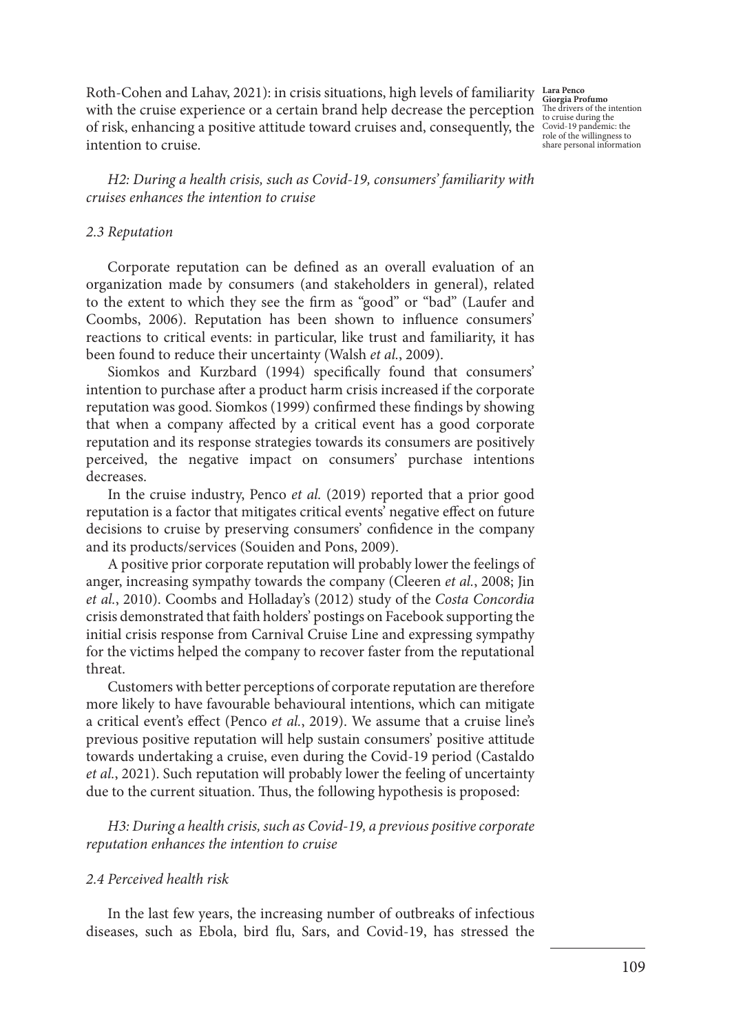Roth-Cohen and Lahav, 2021): in crisis situations, high levels of familiarity with the cruise experience or a certain brand help decrease the perception of risk, enhancing a positive attitude toward cruises and, consequently, the intention to cruise.

*H2: During a health crisis, such as Covid-19, consumers' familiarity with cruises enhances the intention to cruise*

### *2.3 Reputation*

Corporate reputation can be defined as an overall evaluation of an organization made by consumers (and stakeholders in general), related to the extent to which they see the firm as "good" or "bad" (Laufer and Coombs, 2006). Reputation has been shown to influence consumers' reactions to critical events: in particular, like trust and familiarity, it has been found to reduce their uncertainty (Walsh *et al.*, 2009).

Siomkos and Kurzbard (1994) specifically found that consumers' intention to purchase after a product harm crisis increased if the corporate reputation was good. Siomkos (1999) confirmed these findings by showing that when a company affected by a critical event has a good corporate reputation and its response strategies towards its consumers are positively perceived, the negative impact on consumers' purchase intentions decreases.

In the cruise industry, Penco *et al.* (2019) reported that a prior good reputation is a factor that mitigates critical events' negative effect on future decisions to cruise by preserving consumers' confidence in the company and its products/services (Souiden and Pons, 2009).

A positive prior corporate reputation will probably lower the feelings of anger, increasing sympathy towards the company (Cleeren *et al.*, 2008; Jin *et al.*, 2010). Coombs and Holladay's (2012) study of the *Costa Concordia* crisis demonstrated that faith holders' postings on Facebook supporting the initial crisis response from Carnival Cruise Line and expressing sympathy for the victims helped the company to recover faster from the reputational threat.

Customers with better perceptions of corporate reputation are therefore more likely to have favourable behavioural intentions, which can mitigate a critical event's effect (Penco *et al.*, 2019). We assume that a cruise line's previous positive reputation will help sustain consumers' positive attitude towards undertaking a cruise, even during the Covid-19 period (Castaldo *et al.*, 2021). Such reputation will probably lower the feeling of uncertainty due to the current situation. Thus, the following hypothesis is proposed:

*H3: During a health crisis, such as Covid-19, a previous positive corporate reputation enhances the intention to cruise*

### *2.4 Perceived health risk*

In the last few years, the increasing number of outbreaks of infectious diseases, such as Ebola, bird flu, Sars, and Covid-19, has stressed the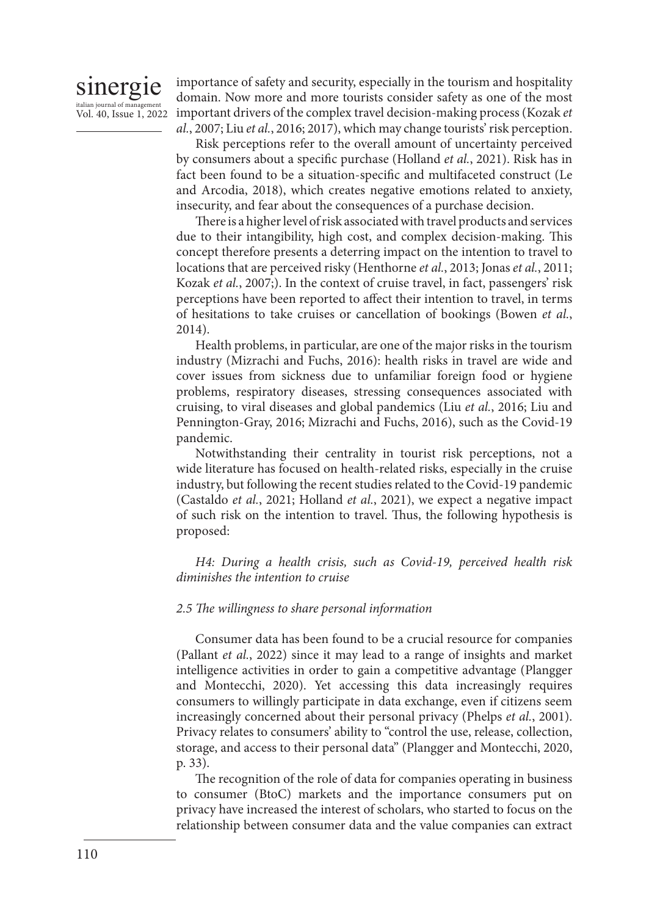importance of safety and security, especially in the tourism and hospitality domain. Now more and more tourists consider safety as one of the most important drivers of the complex travel decision-making process (Kozak *et al.*, 2007; Liu *et al.*, 2016; 2017), which may change tourists' risk perception.

Risk perceptions refer to the overall amount of uncertainty perceived by consumers about a specific purchase (Holland *et al.*, 2021). Risk has in fact been found to be a situation-specific and multifaceted construct (Le and Arcodia, 2018), which creates negative emotions related to anxiety, insecurity, and fear about the consequences of a purchase decision.

There is a higher level of risk associated with travel products and services due to their intangibility, high cost, and complex decision-making. This concept therefore presents a deterring impact on the intention to travel to locations that are perceived risky (Henthorne *et al.*, 2013; Jonas *et al.*, 2011; Kozak *et al.*, 2007;). In the context of cruise travel, in fact, passengers' risk perceptions have been reported to affect their intention to travel, in terms of hesitations to take cruises or cancellation of bookings (Bowen *et al.*, 2014).

Health problems, in particular, are one of the major risks in the tourism industry (Mizrachi and Fuchs, 2016): health risks in travel are wide and cover issues from sickness due to unfamiliar foreign food or hygiene problems, respiratory diseases, stressing consequences associated with cruising, to viral diseases and global pandemics (Liu *et al.*, 2016; Liu and Pennington-Gray, 2016; Mizrachi and Fuchs, 2016), such as the Covid-19 pandemic.

Notwithstanding their centrality in tourist risk perceptions, not a wide literature has focused on health-related risks, especially in the cruise industry, but following the recent studies related to the Covid-19 pandemic (Castaldo *et al.*, 2021; Holland *et al.*, 2021), we expect a negative impact of such risk on the intention to travel. Thus, the following hypothesis is proposed:

*H4: During a health crisis, such as Covid-19, perceived health risk diminishes the intention to cruise*

### *2.5 The willingness to share personal information*

Consumer data has been found to be a crucial resource for companies (Pallant *et al.*, 2022) since it may lead to a range of insights and market intelligence activities in order to gain a competitive advantage (Plangger and Montecchi, 2020). Yet accessing this data increasingly requires consumers to willingly participate in data exchange, even if citizens seem increasingly concerned about their personal privacy (Phelps *et al.*, 2001). Privacy relates to consumers' ability to "control the use, release, collection, storage, and access to their personal data" (Plangger and Montecchi, 2020, p. 33).

The recognition of the role of data for companies operating in business to consumer (BtoC) markets and the importance consumers put on privacy have increased the interest of scholars, who started to focus on the relationship between consumer data and the value companies can extract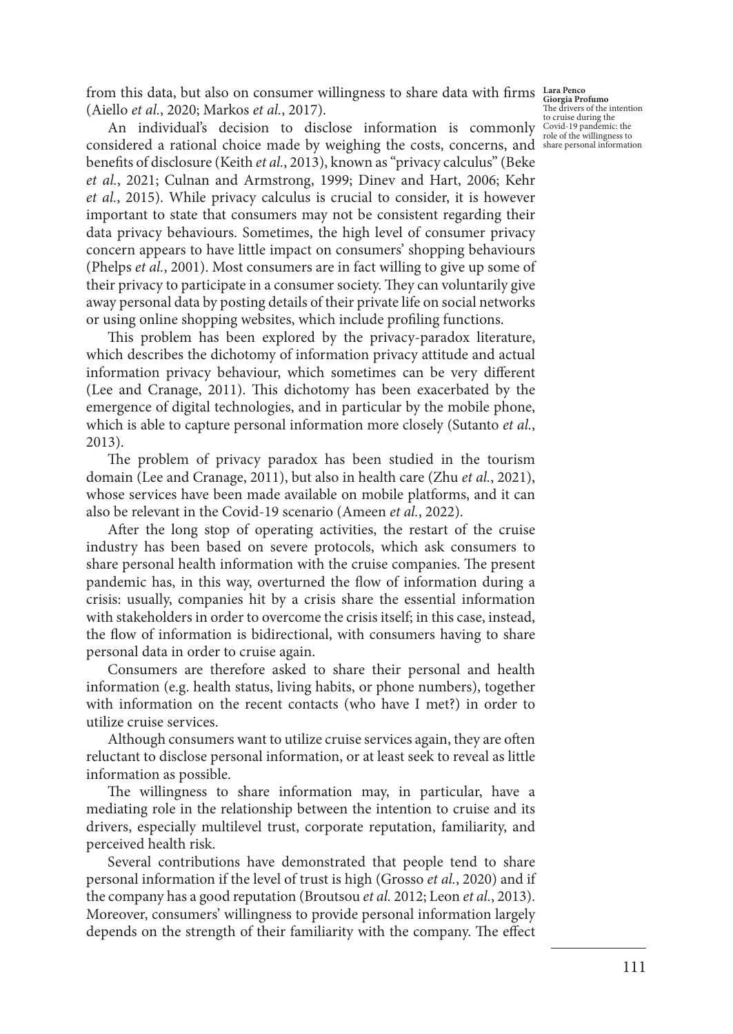from this data, but also on consumer willingness to share data with firms (Aiello *et al.*, 2020; Markos *et al.*, 2017).

An individual's decision to disclose information is commonly considered a rational choice made by weighing the costs, concerns, and benefits of disclosure (Keith *et al.*, 2013), known as "privacy calculus" (Beke *et al.*, 2021; Culnan and Armstrong, 1999; Dinev and Hart, 2006; Kehr *et al.*, 2015). While privacy calculus is crucial to consider, it is however important to state that consumers may not be consistent regarding their data privacy behaviours. Sometimes, the high level of consumer privacy concern appears to have little impact on consumers' shopping behaviours (Phelps *et al.*, 2001). Most consumers are in fact willing to give up some of their privacy to participate in a consumer society. They can voluntarily give away personal data by posting details of their private life on social networks or using online shopping websites, which include profiling functions.

This problem has been explored by the privacy-paradox literature, which describes the dichotomy of information privacy attitude and actual information privacy behaviour, which sometimes can be very different (Lee and Cranage, 2011). This dichotomy has been exacerbated by the emergence of digital technologies, and in particular by the mobile phone, which is able to capture personal information more closely (Sutanto *et al.*, 2013).

The problem of privacy paradox has been studied in the tourism domain (Lee and Cranage, 2011), but also in health care (Zhu *et al.*, 2021), whose services have been made available on mobile platforms, and it can also be relevant in the Covid-19 scenario (Ameen *et al.*, 2022).

After the long stop of operating activities, the restart of the cruise industry has been based on severe protocols, which ask consumers to share personal health information with the cruise companies. The present pandemic has, in this way, overturned the flow of information during a crisis: usually, companies hit by a crisis share the essential information with stakeholders in order to overcome the crisis itself; in this case, instead, the flow of information is bidirectional, with consumers having to share personal data in order to cruise again.

Consumers are therefore asked to share their personal and health information (e.g. health status, living habits, or phone numbers), together with information on the recent contacts (who have I met?) in order to utilize cruise services.

Although consumers want to utilize cruise services again, they are often reluctant to disclose personal information, or at least seek to reveal as little information as possible.

The willingness to share information may, in particular, have a mediating role in the relationship between the intention to cruise and its drivers, especially multilevel trust, corporate reputation, familiarity, and perceived health risk.

Several contributions have demonstrated that people tend to share personal information if the level of trust is high (Grosso *et al.*, 2020) and if the company has a good reputation (Broutsou *et al.* 2012; Leon *et al.*, 2013). Moreover, consumers' willingness to provide personal information largely depends on the strength of their familiarity with the company. The effect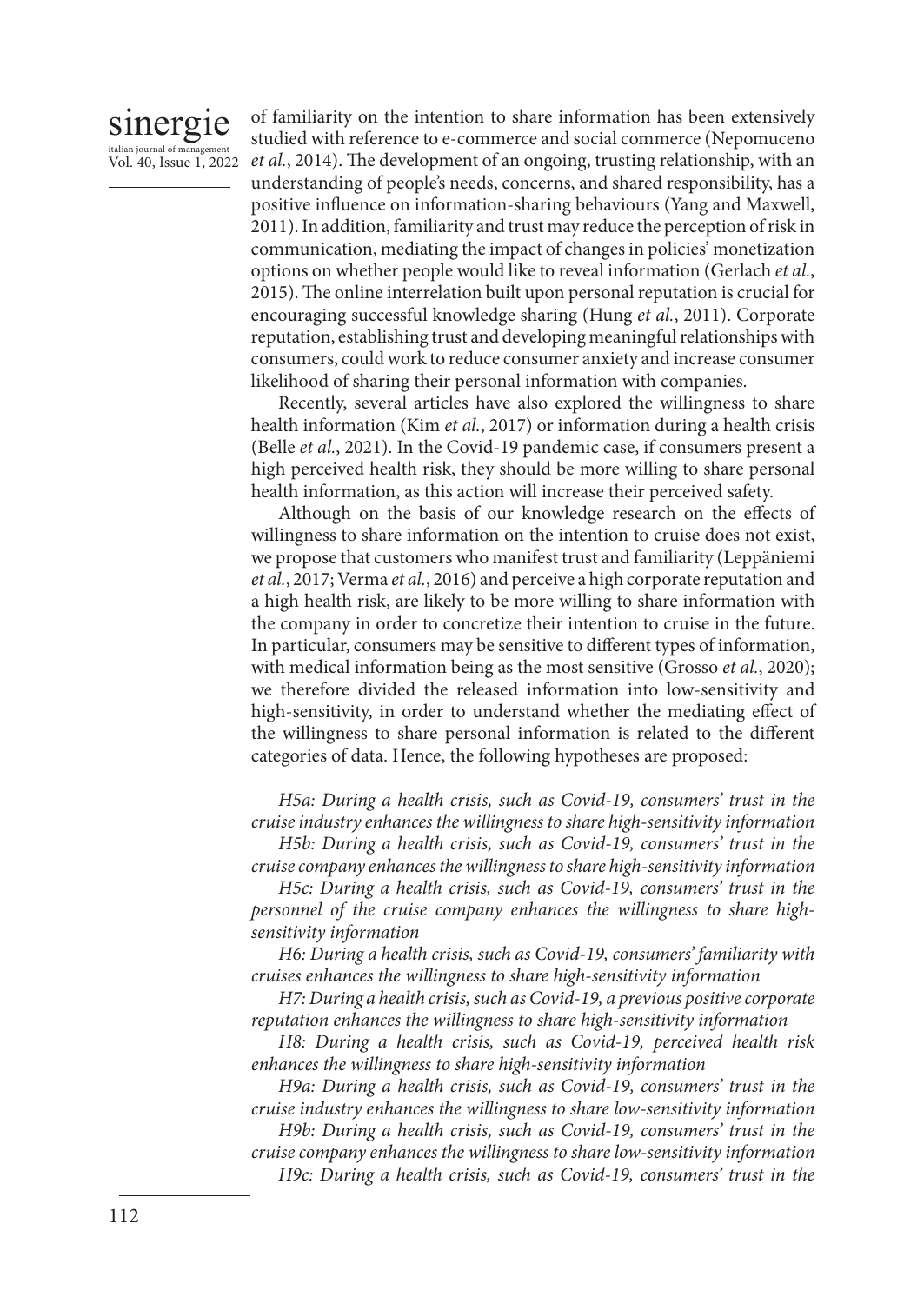of familiarity on the intention to share information has been extensively studied with reference to e-commerce and social commerce (Nepomuceno *et al.*, 2014). The development of an ongoing, trusting relationship, with an understanding of people's needs, concerns, and shared responsibility, has a positive influence on information-sharing behaviours (Yang and Maxwell, 2011). In addition, familiarity and trust may reduce the perception of risk in communication, mediating the impact of changes in policies' monetization options on whether people would like to reveal information (Gerlach *et al.*, 2015). The online interrelation built upon personal reputation is crucial for encouraging successful knowledge sharing (Hung *et al.*, 2011). Corporate reputation, establishing trust and developing meaningful relationships with consumers, could work to reduce consumer anxiety and increase consumer likelihood of sharing their personal information with companies.

Recently, several articles have also explored the willingness to share health information (Kim *et al.*, 2017) or information during a health crisis (Belle *et al.*, 2021). In the Covid-19 pandemic case, if consumers present a high perceived health risk, they should be more willing to share personal health information, as this action will increase their perceived safety.

Although on the basis of our knowledge research on the effects of willingness to share information on the intention to cruise does not exist, we propose that customers who manifest trust and familiarity (Leppäniemi *et al.*, 2017; Verma *et al.*, 2016) and perceive a high corporate reputation and a high health risk, are likely to be more willing to share information with the company in order to concretize their intention to cruise in the future. In particular, consumers may be sensitive to different types of information, with medical information being as the most sensitive (Grosso *et al.*, 2020); we therefore divided the released information into low-sensitivity and high-sensitivity, in order to understand whether the mediating effect of the willingness to share personal information is related to the different categories of data. Hence, the following hypotheses are proposed:

*H5a: During a health crisis, such as Covid-19, consumers' trust in the cruise industry enhances the willingness to share high-sensitivity information*

*H5b: During a health crisis, such as Covid-19, consumers' trust in the cruise company enhances the willingness to share high-sensitivity information*

*H5c: During a health crisis, such as Covid-19, consumers' trust in the personnel of the cruise company enhances the willingness to share high-sensitivity information*

*H6: During a health crisis, such as Covid-19, consumers' familiarity with cruises enhances the willingness to share high-sensitivity information*

*H7: During a health crisis, such as Covid-19, a previous positive corporate reputation enhances the willingness to share high-sensitivity information*

*H8: During a health crisis, such as Covid-19, perceived health risk enhances the willingness to share high-sensitivity information*

*H9a: During a health crisis, such as Covid-19, consumers' trust in the cruise industry enhances the willingness to share low-sensitivity information*

*H9b: During a health crisis, such as Covid-19, consumers' trust in the cruise company enhances the willingness to share low-sensitivity information*

*H9c: During a health crisis, such as Covid-19, consumers' trust in the*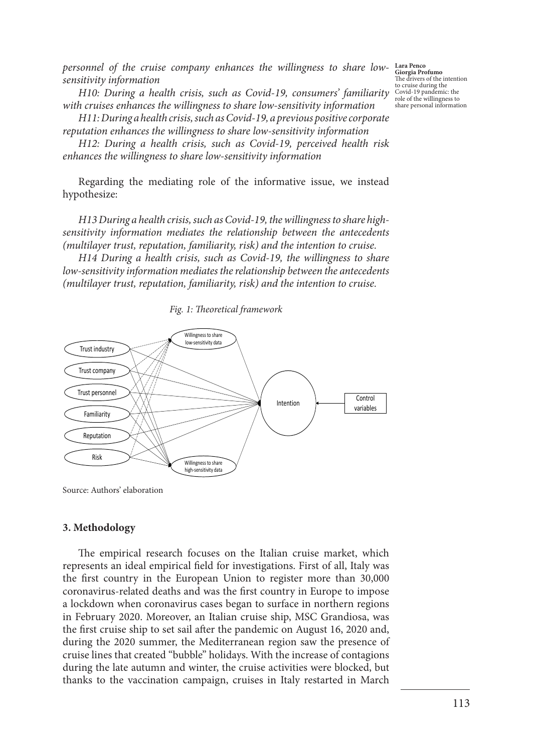*personnel of the cruise company enhances the willingness to share low-sensitivity information*

*H10: During a health crisis, such as Covid-19, consumers' familiarity with cruises enhances the willingness to share low-sensitivity information*

*H11: During a health crisis, such as Covid-19, a previous positive corporate reputation enhances the willingness to share low-sensitivity information*

*H12: During a health crisis, such as Covid-19, perceived health risk enhances the willingness to share low-sensitivity information*

Regarding the mediating role of the informative issue, we instead hypothesize:

*H13 During a health crisis, such as Covid-19, the willingness to share high-sensitivity information mediates the relationship between the antecedents (multilayer trust, reputation, familiarity, risk) and the intention to cruise.*

*H14 During a health crisis, such as Covid-19, the willingness to share low-sensitivity information mediates the relationship between the antecedents (multilayer trust, reputation, familiarity, risk) and the intention to cruise.*

*Fig. 1: Theoretical framework*

Trust industry
Trust company
Trust personnel
Familiarity
Reputation
Risk
Willingness to share low-sensitivity data
Willingness to share high-sensitivity data
Intention
Control variables

Source: Authors' elaboration

## 3. Methodology

The empirical research focuses on the Italian cruise market, which represents an ideal empirical field for investigations. First of all, Italy was the first country in the European Union to register more than 30,000 coronavirus-related deaths and was the first country in Europe to impose a lockdown when coronavirus cases began to surface in northern regions in February 2020. Moreover, an Italian cruise ship, MSC Grandiosa, was the first cruise ship to set sail after the pandemic on August 16, 2020 and, during the 2020 summer, the Mediterranean region saw the presence of cruise lines that created "bubble" holidays. With the increase of contagions during the late autumn and winter, the cruise activities were blocked, but thanks to the vaccination campaign, cruises in Italy restarted in March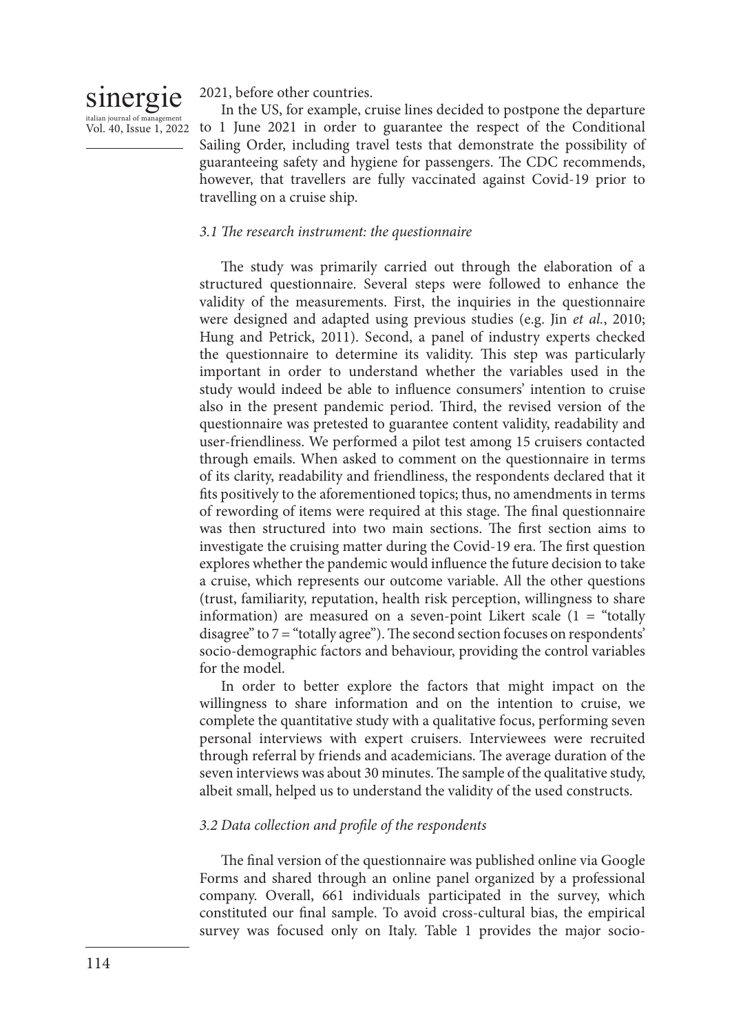2021, before other countries.

In the US, for example, cruise lines decided to postpone the departure to 1 June 2021 in order to guarantee the respect of the Conditional Sailing Order, including travel tests that demonstrate the possibility of guaranteeing safety and hygiene for passengers. The CDC recommends, however, that travellers are fully vaccinated against Covid-19 prior to travelling on a cruise ship.

### *3.1 The research instrument: the questionnaire*

The study was primarily carried out through the elaboration of a structured questionnaire. Several steps were followed to enhance the validity of the measurements. First, the inquiries in the questionnaire were designed and adapted using previous studies (e.g. Jin *et al.*, 2010; Hung and Petrick, 2011). Second, a panel of industry experts checked the questionnaire to determine its validity. This step was particularly important in order to understand whether the variables used in the study would indeed be able to influence consumers' intention to cruise also in the present pandemic period. Third, the revised version of the questionnaire was pretested to guarantee content validity, readability and user-friendliness. We performed a pilot test among 15 cruisers contacted through emails. When asked to comment on the questionnaire in terms of its clarity, readability and friendliness, the respondents declared that it fits positively to the aforementioned topics; thus, no amendments in terms of rewording of items were required at this stage. The final questionnaire was then structured into two main sections. The first section aims to investigate the cruising matter during the Covid-19 era. The first question explores whether the pandemic would influence the future decision to take a cruise, which represents our outcome variable. All the other questions (trust, familiarity, reputation, health risk perception, willingness to share information) are measured on a seven-point Likert scale (1 = "totally disagree" to 7 = "totally agree"). The second section focuses on respondents' socio-demographic factors and behaviour, providing the control variables for the model.

In order to better explore the factors that might impact on the willingness to share information and on the intention to cruise, we complete the quantitative study with a qualitative focus, performing seven personal interviews with expert cruisers. Interviewees were recruited through referral by friends and academicians. The average duration of the seven interviews was about 30 minutes. The sample of the qualitative study, albeit small, helped us to understand the validity of the used constructs.

### *3.2 Data collection and profile of the respondents*

The final version of the questionnaire was published online via Google Forms and shared through an online panel organized by a professional company. Overall, 661 individuals participated in the survey, which constituted our final sample. To avoid cross-cultural bias, the empirical survey was focused only on Italy. Table 1 provides the major socio-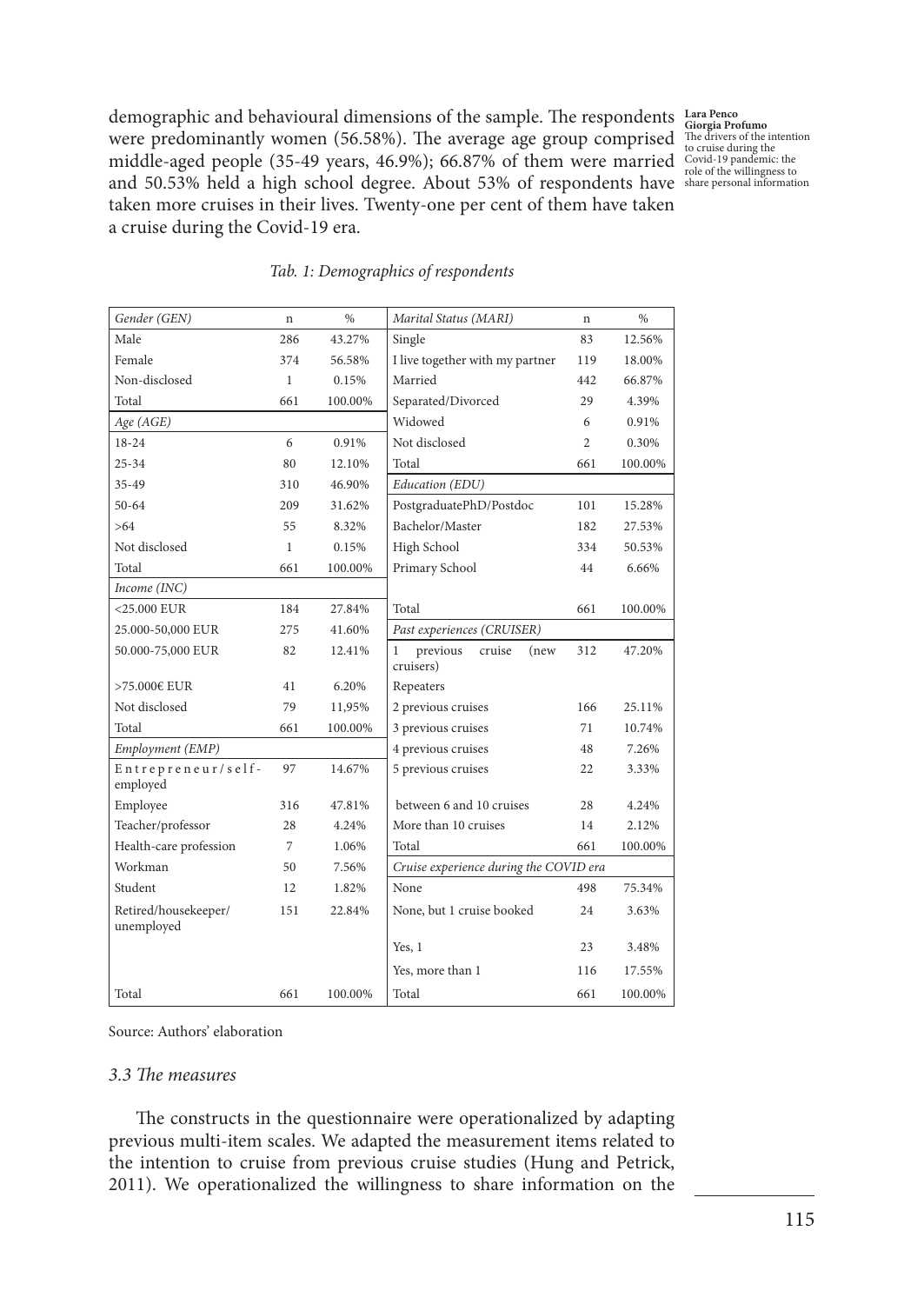demographic and behavioural dimensions of the sample. The respondents were predominantly women (56.58%). The average age group comprised middle-aged people (35-49 years, 46.9%); 66.87% of them were married and 50.53% held a high school degree. About 53% of respondents have taken more cruises in their lives. Twenty-one per cent of them have taken a cruise during the Covid-19 era.

*Tab. 1: Demographics of respondents*

| *Gender (GEN)* | n | % | *Marital Status (MARI)* | n | % |
|---|---|---|---|---|---|
| Male | 286 | 43.27% | Single | 83 | 12.56% |
| Female | 374 | 56.58% | I live together with my partner | 119 | 18.00% |
| Non-disclosed | 1 | 0.15% | Married | 442 | 66.87% |
| Total | 661 | 100.00% | Separated/Divorced | 29 | 4.39% |
| *Age (AGE)* | | | Widowed | 6 | 0.91% |
| 18-24 | 6 | 0.91% | Not disclosed | 2 | 0.30% |
| 25-34 | 80 | 12.10% | Total | 661 | 100.00% |
| 35-49 | 310 | 46.90% | *Education (EDU)* | | |
| 50-64 | 209 | 31.62% | PostgraduatePhD/Postdoc | 101 | 15.28% |
| >64 | 55 | 8.32% | Bachelor/Master | 182 | 27.53% |
| Not disclosed | 1 | 0.15% | High School | 334 | 50.53% |
| Total | 661 | 100.00% | Primary School | 44 | 6.66% |
| *Income (INC)* | | | | | |
| <25.000 EUR | 184 | 27.84% | Total | 661 | 100.00% |
| 25.000-50,000 EUR | 275 | 41.60% | *Past experiences (CRUISER)* | | |
| 50.000-75,000 EUR | 82 | 12.41% | 1 previous cruise (new cruisers) | 312 | 47.20% |
| >75.000€ EUR | 41 | 6.20% | Repeaters | | |
| Not disclosed | 79 | 11,95% | 2 previous cruises | 166 | 25.11% |
| Total | 661 | 100.00% | 3 previous cruises | 71 | 10.74% |
| *Employment (EMP)* | | | 4 previous cruises | 48 | 7.26% |
| Entrepreneur/self-employed | 97 | 14.67% | 5 previous cruises | 22 | 3.33% |
| Employee | 316 | 47.81% | between 6 and 10 cruises | 28 | 4.24% |
| Teacher/professor | 28 | 4.24% | More than 10 cruises | 14 | 2.12% |
| Health-care profession | 7 | 1.06% | Total | 661 | 100.00% |
| Workman | 50 | 7.56% | *Cruise experience during the COVID era* | | |
| Student | 12 | 1.82% | None | 498 | 75.34% |
| Retired/housekeeper/ unemployed | 151 | 22.84% | None, but 1 cruise booked | 24 | 3.63% |
| | | | Yes, 1 | 23 | 3.48% |
| | | | Yes, more than 1 | 116 | 17.55% |
| Total | 661 | 100.00% | Total | 661 | 100.00% |

Source: Authors' elaboration

### *3.3 The measures*

The constructs in the questionnaire were operationalized by adapting previous multi-item scales. We adapted the measurement items related to the intention to cruise from previous cruise studies (Hung and Petrick, 2011). We operationalized the willingness to share information on the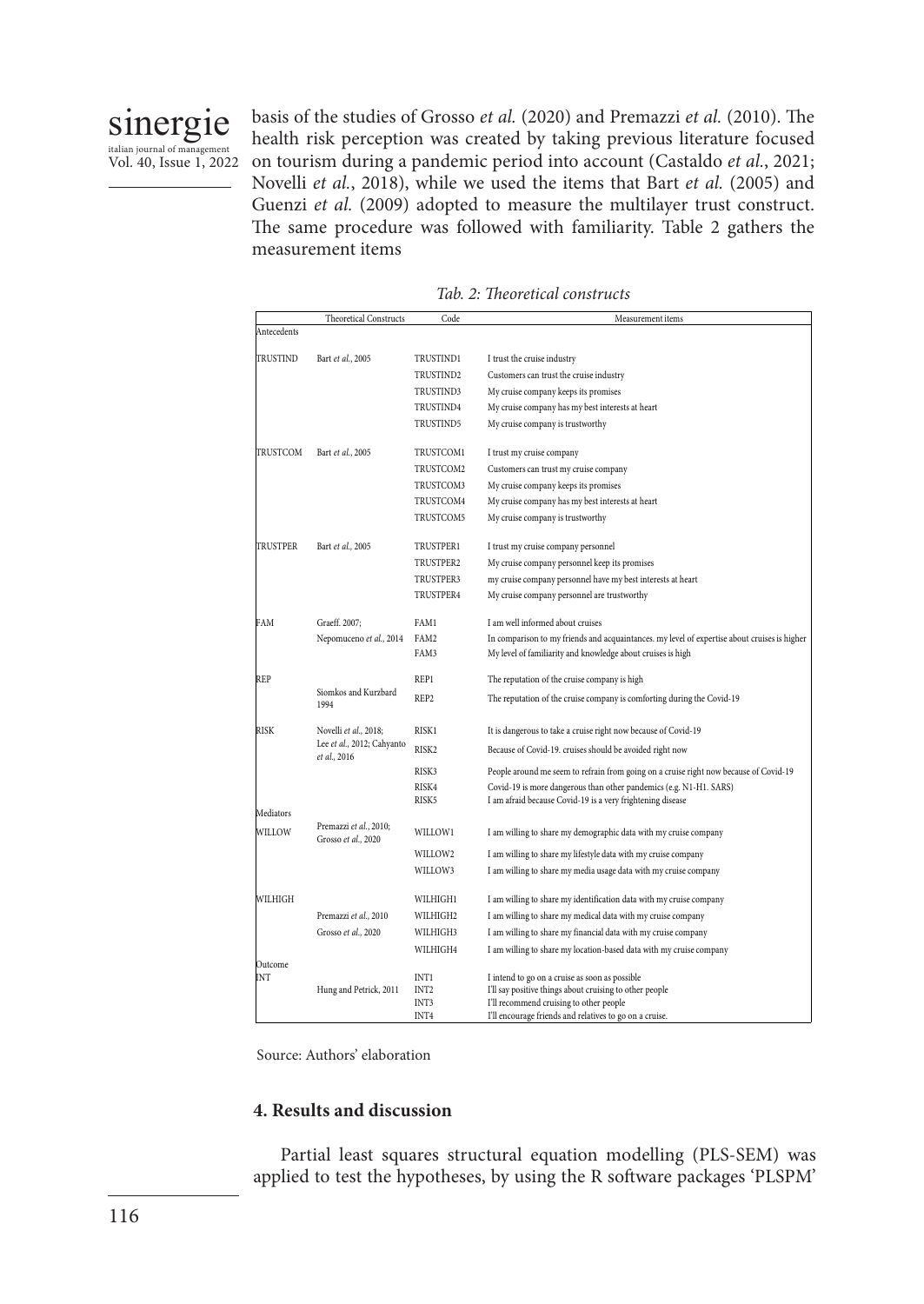basis of the studies of Grosso *et al.* (2020) and Premazzi *et al.* (2010). The health risk perception was created by taking previous literature focused on tourism during a pandemic period into account (Castaldo *et al.*, 2021; Novelli *et al.*, 2018), while we used the items that Bart *et al.* (2005) and Guenzi *et al.* (2009) adopted to measure the multilayer trust construct. The same procedure was followed with familiarity. Table 2 gathers the measurement items

*Tab. 2: Theoretical constructs*

| | Theoretical Constructs | Code | Measurement items |
|---|---|---|---|
| Antecedents | | | |
| TRUSTIND | Bart *et al.*, 2005 | TRUSTIND1 | I trust the cruise industry |
| | | TRUSTIND2 | Customers can trust the cruise industry |
| | | TRUSTIND3 | My cruise company keeps its promises |
| | | TRUSTIND4 | My cruise company has my best interests at heart |
| | | TRUSTIND5 | My cruise company is trustworthy |
| TRUSTCOM | Bart *et al.*, 2005 | TRUSTCOM1 | I trust my cruise company |
| | | TRUSTCOM2 | Customers can trust my cruise company |
| | | TRUSTCOM3 | My cruise company keeps its promises |
| | | TRUSTCOM4 | My cruise company has my best interests at heart |
| | | TRUSTCOM5 | My cruise company is trustworthy |
| TRUSTPER | Bart *et al.*, 2005 | TRUSTPER1 | I trust my cruise company personnel |
| | | TRUSTPER2 | My cruise company personnel keep its promises |
| | | TRUSTPER3 | my cruise company personnel have my best interests at heart |
| | | TRUSTPER4 | My cruise company personnel are trustworthy |
| FAM | Graeff. 2007; | FAM1 | I am well informed about cruises |
| | Nepomuceno *et al.*, 2014 | FAM2 | In comparison to my friends and acquaintances. my level of expertise about cruises is higher |
| | | FAM3 | My level of familiarity and knowledge about cruises is high |
| REP | Siomkos and Kurzbard 1994 | REP1 | The reputation of the cruise company is high |
| | | REP2 | The reputation of the cruise company is comforting during the Covid-19 |
| RISK | Novelli *et al.*, 2018; | RISK1 | It is dangerous to take a cruise right now because of Covid-19 |
| | Lee *et al.*, 2012; Cahyanto *et al.*, 2016 | RISK2 | Because of Covid-19. cruises should be avoided right now |
| | | RISK3 | People around me seem to refrain from going on a cruise right now because of Covid-19 |
| | | RISK4 | Covid-19 is more dangerous than other pandemics (e.g. N1-H1. SARS) |
| | | RISK5 | I am afraid because Covid-19 is a very frightening disease |
| Mediators | | | |
| WILLOW | Premazzi *et al.*, 2010; Grosso *et al.*, 2020 | WILLOW1 | I am willing to share my demographic data with my cruise company |
| | | WILLOW2 | I am willing to share my lifestyle data with my cruise company |
| | | WILLOW3 | I am willing to share my media usage data with my cruise company |
| WILHIGH | | WILHIGH1 | I am willing to share my identification data with my cruise company |
| | Premazzi *et al.*, 2010 | WILHIGH2 | I am willing to share my medical data with my cruise company |
| | Grosso *et al.*, 2020 | WILHIGH3 | I am willing to share my financial data with my cruise company |
| | | WILHIGH4 | I am willing to share my location-based data with my cruise company |
| Outcome | | | |
| INT | Hung and Petrick, 2011 | INT1 | I intend to go on a cruise as soon as possible |
| | | INT2 | I'll say positive things about cruising to other people |
| | | INT3 | I'll recommend cruising to other people |
| | | INT4 | I'll encourage friends and relatives to go on a cruise. |

Source: Authors' elaboration

## 4. Results and discussion

Partial least squares structural equation modelling (PLS-SEM) was applied to test the hypotheses, by using the R software packages 'PLSPM'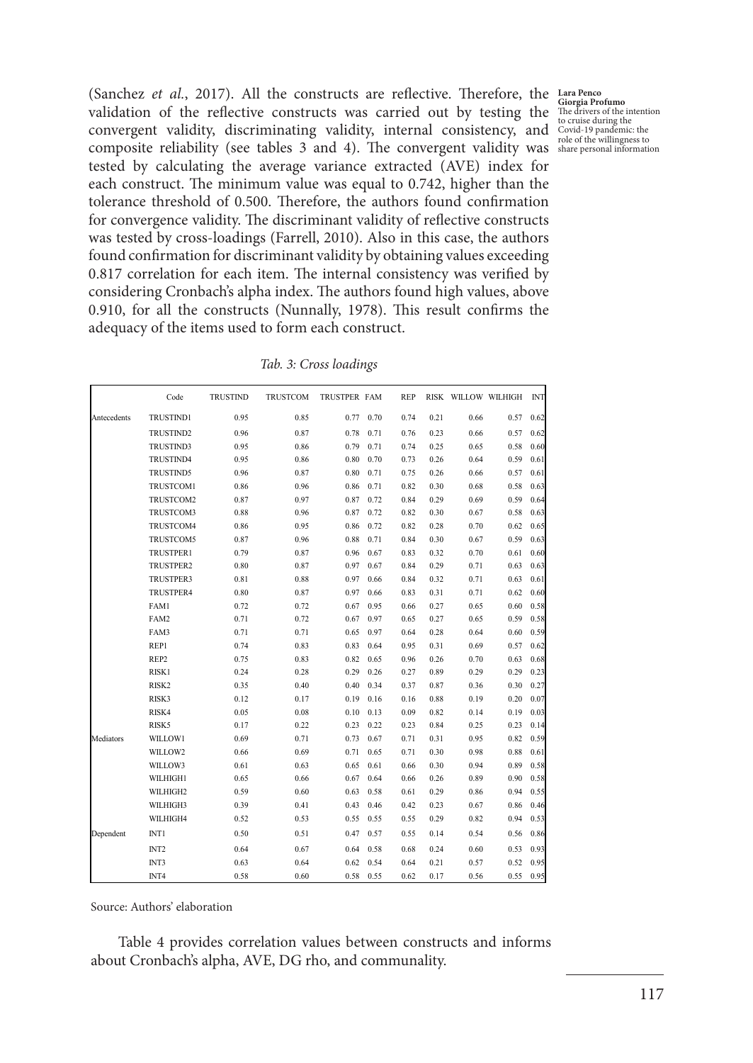(Sanchez *et al.*, 2017). All the constructs are reflective. Therefore, the validation of the reflective constructs was carried out by testing the convergent validity, discriminating validity, internal consistency, and composite reliability (see tables 3 and 4). The convergent validity was tested by calculating the average variance extracted (AVE) index for each construct. The minimum value was equal to 0.742, higher than the tolerance threshold of 0.500. Therefore, the authors found confirmation for convergence validity. The discriminant validity of reflective constructs was tested by cross-loadings (Farrell, 2010). Also in this case, the authors found confirmation for discriminant validity by obtaining values exceeding 0.817 correlation for each item. The internal consistency was verified by considering Cronbach's alpha index. The authors found high values, above 0.910, for all the constructs (Nunnally, 1978). This result confirms the adequacy of the items used to form each construct.

*Tab. 3: Cross loadings*

| | Code | TRUSTIND | TRUSTCOM | TRUSTPER | FAM | REP | RISK | WILLOW | WILHIGH | INT |
|---|---|---|---|---|---|---|---|---|---|---|
| Antecedents | TRUSTIND1 | 0.95 | 0.85 | 0.77 | 0.70 | 0.74 | 0.21 | 0.66 | 0.57 | 0.62 |
| | TRUSTIND2 | 0.96 | 0.87 | 0.78 | 0.71 | 0.76 | 0.23 | 0.66 | 0.57 | 0.62 |
| | TRUSTIND3 | 0.95 | 0.86 | 0.79 | 0.71 | 0.74 | 0.25 | 0.65 | 0.58 | 0.60 |
| | TRUSTIND4 | 0.95 | 0.86 | 0.80 | 0.70 | 0.73 | 0.26 | 0.64 | 0.59 | 0.61 |
| | TRUSTIND5 | 0.96 | 0.87 | 0.80 | 0.71 | 0.75 | 0.26 | 0.66 | 0.57 | 0.61 |
| | TRUSTCOM1 | 0.86 | 0.96 | 0.86 | 0.71 | 0.82 | 0.30 | 0.68 | 0.58 | 0.63 |
| | TRUSTCOM2 | 0.87 | 0.97 | 0.87 | 0.72 | 0.84 | 0.29 | 0.69 | 0.59 | 0.64 |
| | TRUSTCOM3 | 0.88 | 0.96 | 0.87 | 0.72 | 0.82 | 0.30 | 0.67 | 0.58 | 0.63 |
| | TRUSTCOM4 | 0.86 | 0.95 | 0.86 | 0.72 | 0.82 | 0.28 | 0.70 | 0.62 | 0.65 |
| | TRUSTCOM5 | 0.87 | 0.96 | 0.88 | 0.71 | 0.84 | 0.30 | 0.67 | 0.59 | 0.63 |
| | TRUSTPER1 | 0.79 | 0.87 | 0.96 | 0.67 | 0.83 | 0.32 | 0.70 | 0.61 | 0.60 |
| | TRUSTPER2 | 0.80 | 0.87 | 0.97 | 0.67 | 0.84 | 0.29 | 0.71 | 0.63 | 0.63 |
| | TRUSTPER3 | 0.81 | 0.88 | 0.97 | 0.66 | 0.84 | 0.32 | 0.71 | 0.63 | 0.61 |
| | TRUSTPER4 | 0.80 | 0.87 | 0.97 | 0.66 | 0.83 | 0.31 | 0.71 | 0.62 | 0.60 |
| | FAM1 | 0.72 | 0.72 | 0.67 | 0.95 | 0.66 | 0.27 | 0.65 | 0.60 | 0.58 |
| | FAM2 | 0.71 | 0.72 | 0.67 | 0.97 | 0.65 | 0.27 | 0.65 | 0.59 | 0.58 |
| | FAM3 | 0.71 | 0.71 | 0.65 | 0.97 | 0.64 | 0.28 | 0.64 | 0.60 | 0.59 |
| | REP1 | 0.74 | 0.83 | 0.83 | 0.64 | 0.95 | 0.31 | 0.69 | 0.57 | 0.62 |
| | REP2 | 0.75 | 0.83 | 0.82 | 0.65 | 0.96 | 0.26 | 0.70 | 0.63 | 0.68 |
| | RISK1 | 0.24 | 0.28 | 0.29 | 0.26 | 0.27 | 0.89 | 0.29 | 0.29 | 0.23 |
| | RISK2 | 0.35 | 0.40 | 0.40 | 0.34 | 0.37 | 0.87 | 0.36 | 0.30 | 0.27 |
| | RISK3 | 0.12 | 0.17 | 0.19 | 0.16 | 0.16 | 0.88 | 0.19 | 0.20 | 0.07 |
| | RISK4 | 0.05 | 0.08 | 0.10 | 0.13 | 0.09 | 0.82 | 0.14 | 0.19 | 0.03 |
| | RISK5 | 0.17 | 0.22 | 0.23 | 0.22 | 0.23 | 0.84 | 0.25 | 0.23 | 0.14 |
| Mediators | WILLOW1 | 0.69 | 0.71 | 0.73 | 0.67 | 0.71 | 0.31 | 0.95 | 0.82 | 0.59 |
| | WILLOW2 | 0.66 | 0.69 | 0.71 | 0.65 | 0.71 | 0.30 | 0.98 | 0.88 | 0.61 |
| | WILLOW3 | 0.61 | 0.63 | 0.65 | 0.61 | 0.66 | 0.30 | 0.94 | 0.89 | 0.58 |
| | WILHIGH1 | 0.65 | 0.66 | 0.67 | 0.64 | 0.66 | 0.26 | 0.89 | 0.90 | 0.58 |
| | WILHIGH2 | 0.59 | 0.60 | 0.63 | 0.58 | 0.61 | 0.29 | 0.86 | 0.94 | 0.55 |
| | WILHIGH3 | 0.39 | 0.41 | 0.43 | 0.46 | 0.42 | 0.23 | 0.67 | 0.86 | 0.46 |
| | WILHIGH4 | 0.52 | 0.53 | 0.55 | 0.55 | 0.55 | 0.29 | 0.82 | 0.94 | 0.53 |
| Dependent | INT1 | 0.50 | 0.51 | 0.47 | 0.57 | 0.55 | 0.14 | 0.54 | 0.56 | 0.86 |
| | INT2 | 0.64 | 0.67 | 0.64 | 0.58 | 0.68 | 0.24 | 0.60 | 0.53 | 0.93 |
| | INT3 | 0.63 | 0.64 | 0.62 | 0.54 | 0.64 | 0.21 | 0.57 | 0.52 | 0.95 |
| | INT4 | 0.58 | 0.60 | 0.58 | 0.55 | 0.62 | 0.17 | 0.56 | 0.55 | 0.95 |

Source: Authors' elaboration

Table 4 provides correlation values between constructs and informs about Cronbach's alpha, AVE, DG rho, and communality.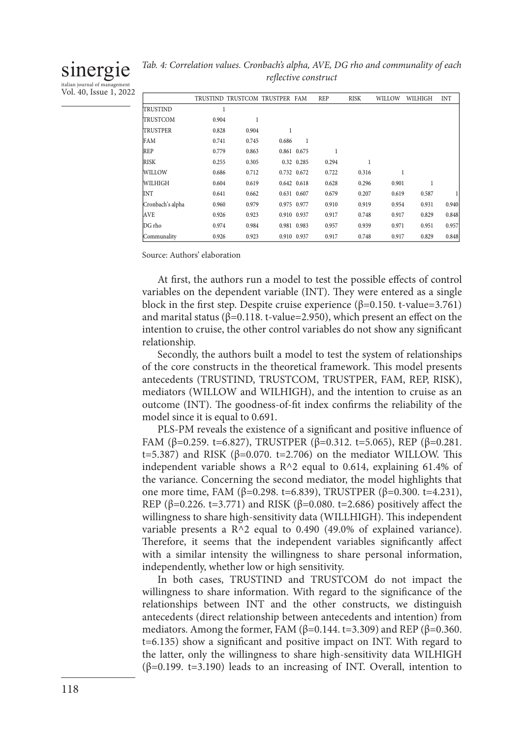*Tab. 4: Correlation values. Cronbach's alpha, AVE, DG rho and communality of each reflective construct*

| | TRUSTIND | TRUSTCOM | TRUSTPER | FAM | REP | RISK | WILLOW | WILHIGH | INT |
|---|---|---|---|---|---|---|---|---|---|
| TRUSTIND | 1 | | | | | | | | |
| TRUSTCOM | 0.904 | 1 | | | | | | | |
| TRUSTPER | 0.828 | 0.904 | 1 | | | | | | |
| FAM | 0.741 | 0.745 | 0.686 | 1 | | | | | |
| REP | 0.779 | 0.863 | 0.861 | 0.675 | 1 | | | | |
| RISK | 0.255 | 0.305 | 0.32 | 0.285 | 0.294 | 1 | | | |
| WILLOW | 0.686 | 0.712 | 0.732 | 0.672 | 0.722 | 0.316 | 1 | | |
| WILHIGH | 0.604 | 0.619 | 0.642 | 0.618 | 0.628 | 0.296 | 0.901 | 1 | |
| INT | 0.641 | 0.662 | 0.631 | 0.607 | 0.679 | 0.207 | 0.619 | 0.587 | 1 |
| Cronbach's alpha | 0.960 | 0.979 | 0.975 | 0.977 | 0.910 | 0.919 | 0.954 | 0.931 | 0.940 |
| AVE | 0.926 | 0.923 | 0.910 | 0.937 | 0.917 | 0.748 | 0.917 | 0.829 | 0.848 |
| DG rho | 0.974 | 0.984 | 0.981 | 0.983 | 0.957 | 0.939 | 0.971 | 0.951 | 0.957 |
| Communality | 0.926 | 0.923 | 0.910 | 0.937 | 0.917 | 0.748 | 0.917 | 0.829 | 0.848 |

Source: Authors' elaboration

At first, the authors run a model to test the possible effects of control variables on the dependent variable (INT). They were entered as a single block in the first step. Despite cruise experience (β=0.150. t-value=3.761) and marital status (β=0.118. t-value=2.950), which present an effect on the intention to cruise, the other control variables do not show any significant relationship.

Secondly, the authors built a model to test the system of relationships of the core constructs in the theoretical framework. This model presents antecedents (TRUSTIND, TRUSTCOM, TRUSTPER, FAM, REP, RISK), mediators (WILLOW and WILHIGH), and the intention to cruise as an outcome (INT). The goodness-of-fit index confirms the reliability of the model since it is equal to 0.691.

PLS-PM reveals the existence of a significant and positive influence of FAM (β=0.259. t=6.827), TRUSTPER (β=0.312. t=5.065), REP (β=0.281. t=5.387) and RISK (β=0.070. t=2.706) on the mediator WILLOW. This independent variable shows a R^2 equal to 0.614, explaining 61.4% of the variance. Concerning the second mediator, the model highlights that one more time, FAM (β=0.298. t=6.839), TRUSTPER (β=0.300. t=4.231), REP (β=0.226. t=3.771) and RISK (β=0.080. t=2.686) positively affect the willingness to share high-sensitivity data (WILLHIGH). This independent variable presents a R^2 equal to 0.490 (49.0% of explained variance). Therefore, it seems that the independent variables significantly affect with a similar intensity the willingness to share personal information, independently, whether low or high sensitivity.

In both cases, TRUSTIND and TRUSTCOM do not impact the willingness to share information. With regard to the significance of the relationships between INT and the other constructs, we distinguish antecedents (direct relationship between antecedents and intention) from mediators. Among the former, FAM (β=0.144. t=3.309) and REP (β=0.360. t=6.135) show a significant and positive impact on INT. With regard to the latter, only the willingness to share high-sensitivity data WILHIGH (β=0.199. t=3.190) leads to an increasing of INT. Overall, intention to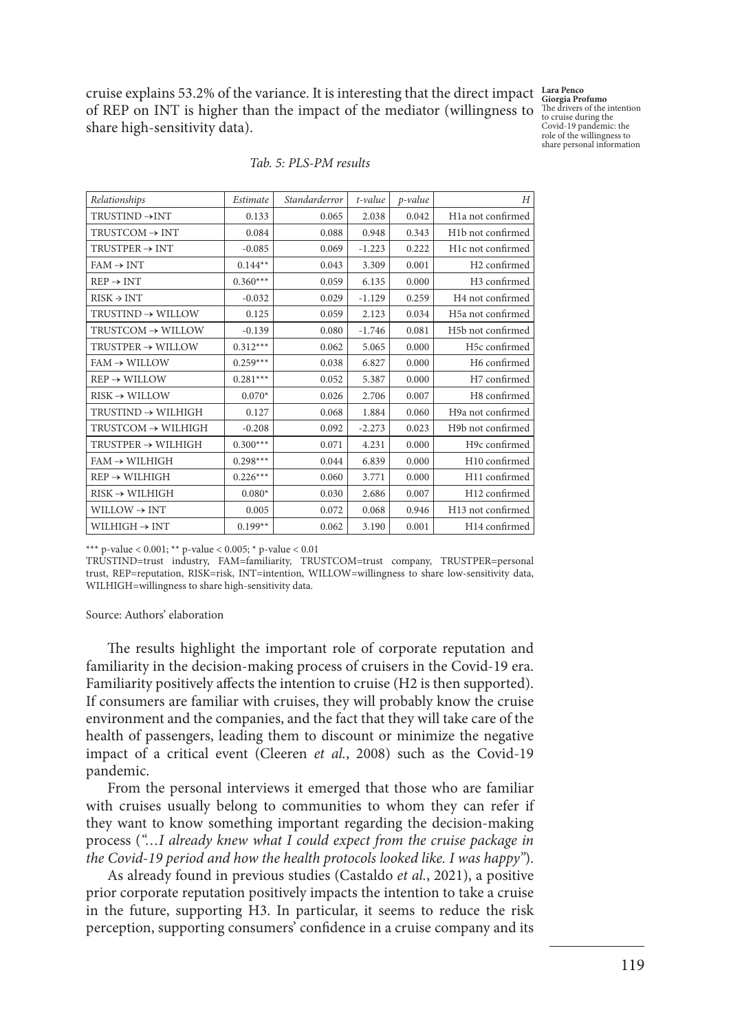cruise explains 53.2% of the variance. It is interesting that the direct impact of REP on INT is higher than the impact of the mediator (willingness to share high-sensitivity data).

*Tab. 5: PLS-PM results*

| *Relationships* | *Estimate* | *Standarderror* | *t-value* | *p-value* | *H* |
|---|---|---|---|---|---|
| TRUSTIND →INT | 0.133 | 0.065 | 2.038 | 0.042 | H1a not confirmed |
| TRUSTCOM → INT | 0.084 | 0.088 | 0.948 | 0.343 | H1b not confirmed |
| TRUSTPER → INT | -0.085 | 0.069 | -1.223 | 0.222 | H1c not confirmed |
| FAM → INT | 0.144** | 0.043 | 3.309 | 0.001 | H2 confirmed |
| REP → INT | 0.360*** | 0.059 | 6.135 | 0.000 | H3 confirmed |
| RISK → INT | -0.032 | 0.029 | -1.129 | 0.259 | H4 not confirmed |
| TRUSTIND → WILLOW | 0.125 | 0.059 | 2.123 | 0.034 | H5a not confirmed |
| TRUSTCOM → WILLOW | -0.139 | 0.080 | -1.746 | 0.081 | H5b not confirmed |
| TRUSTPER → WILLOW | 0.312*** | 0.062 | 5.065 | 0.000 | H5c confirmed |
| FAM → WILLOW | 0.259*** | 0.038 | 6.827 | 0.000 | H6 confirmed |
| REP → WILLOW | 0.281*** | 0.052 | 5.387 | 0.000 | H7 confirmed |
| RISK → WILLOW | 0.070* | 0.026 | 2.706 | 0.007 | H8 confirmed |
| TRUSTIND → WILHIGH | 0.127 | 0.068 | 1.884 | 0.060 | H9a not confirmed |
| TRUSTCOM → WILHIGH | -0.208 | 0.092 | -2.273 | 0.023 | H9b not confirmed |
| TRUSTPER → WILHIGH | 0.300*** | 0.071 | 4.231 | 0.000 | H9c confirmed |
| FAM → WILHIGH | 0.298*** | 0.044 | 6.839 | 0.000 | H10 confirmed |
| REP → WILHIGH | 0.226*** | 0.060 | 3.771 | 0.000 | H11 confirmed |
| RISK → WILHIGH | 0.080* | 0.030 | 2.686 | 0.007 | H12 confirmed |
| WILLOW → INT | 0.005 | 0.072 | 0.068 | 0.946 | H13 not confirmed |
| WILHIGH → INT | 0.199** | 0.062 | 3.190 | 0.001 | H14 confirmed |

*** p-value < 0.001; ** p-value < 0.005; * p-value < 0.01

TRUSTIND=trust industry, FAM=familiarity, TRUSTCOM=trust company, TRUSTPER=personal trust, REP=reputation, RISK=risk, INT=intention, WILLOW=willingness to share low-sensitivity data, WILHIGH=willingness to share high-sensitivity data.

Source: Authors' elaboration

The results highlight the important role of corporate reputation and familiarity in the decision-making process of cruisers in the Covid-19 era. Familiarity positively affects the intention to cruise (H2 is then supported). If consumers are familiar with cruises, they will probably know the cruise environment and the companies, and the fact that they will take care of the health of passengers, leading them to discount or minimize the negative impact of a critical event (Cleeren *et al.*, 2008) such as the Covid-19 pandemic.

From the personal interviews it emerged that those who are familiar with cruises usually belong to communities to whom they can refer if they want to know something important regarding the decision-making process (*"...I already knew what I could expect from the cruise package in the Covid-19 period and how the health protocols looked like. I was happy"*).

As already found in previous studies (Castaldo *et al.*, 2021), a positive prior corporate reputation positively impacts the intention to take a cruise in the future, supporting H3. In particular, it seems to reduce the risk perception, supporting consumers' confidence in a cruise company and its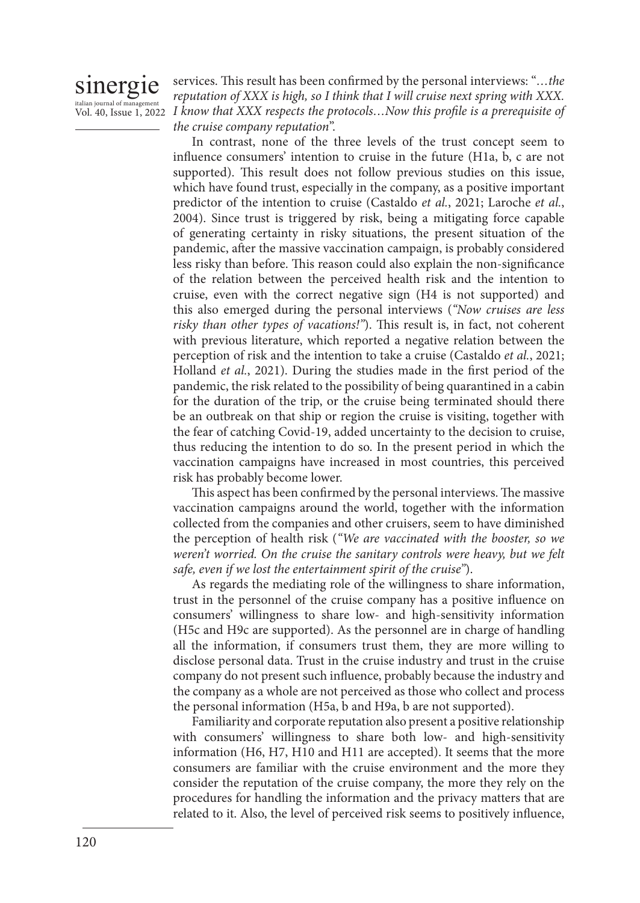services. This result has been confirmed by the personal interviews: "…*the reputation of XXX is high, so I think that I will cruise next spring with XXX. I know that XXX respects the protocols…Now this profile is a prerequisite of the cruise company reputation*".

In contrast, none of the three levels of the trust concept seem to influence consumers' intention to cruise in the future (H1a, b, c are not supported). This result does not follow previous studies on this issue, which have found trust, especially in the company, as a positive important predictor of the intention to cruise (Castaldo *et al.*, 2021; Laroche *et al.*, 2004). Since trust is triggered by risk, being a mitigating force capable of generating certainty in risky situations, the present situation of the pandemic, after the massive vaccination campaign, is probably considered less risky than before. This reason could also explain the non-significance of the relation between the perceived health risk and the intention to cruise, even with the correct negative sign (H4 is not supported) and this also emerged during the personal interviews (*"Now cruises are less risky than other types of vacations!"*). This result is, in fact, not coherent with previous literature, which reported a negative relation between the perception of risk and the intention to take a cruise (Castaldo *et al.*, 2021; Holland *et al.*, 2021). During the studies made in the first period of the pandemic, the risk related to the possibility of being quarantined in a cabin for the duration of the trip, or the cruise being terminated should there be an outbreak on that ship or region the cruise is visiting, together with the fear of catching Covid-19, added uncertainty to the decision to cruise, thus reducing the intention to do so. In the present period in which the vaccination campaigns have increased in most countries, this perceived risk has probably become lower.

This aspect has been confirmed by the personal interviews. The massive vaccination campaigns around the world, together with the information collected from the companies and other cruisers, seem to have diminished the perception of health risk (*"We are vaccinated with the booster, so we weren't worried. On the cruise the sanitary controls were heavy, but we felt safe, even if we lost the entertainment spirit of the cruise"*).

As regards the mediating role of the willingness to share information, trust in the personnel of the cruise company has a positive influence on consumers' willingness to share low- and high-sensitivity information (H5c and H9c are supported). As the personnel are in charge of handling all the information, if consumers trust them, they are more willing to disclose personal data. Trust in the cruise industry and trust in the cruise company do not present such influence, probably because the industry and the company as a whole are not perceived as those who collect and process the personal information (H5a, b and H9a, b are not supported).

Familiarity and corporate reputation also present a positive relationship with consumers' willingness to share both low- and high-sensitivity information (H6, H7, H10 and H11 are accepted). It seems that the more consumers are familiar with the cruise environment and the more they consider the reputation of the cruise company, the more they rely on the procedures for handling the information and the privacy matters that are related to it. Also, the level of perceived risk seems to positively influence,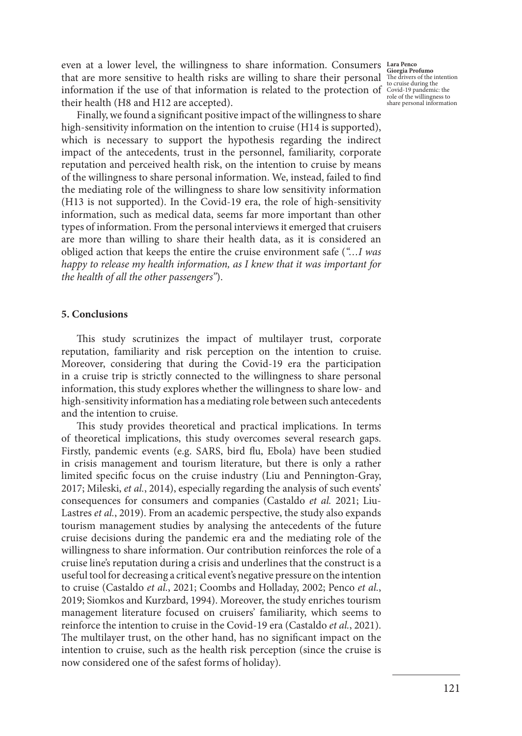even at a lower level, the willingness to share information. Consumers that are more sensitive to health risks are willing to share their personal information if the use of that information is related to the protection of their health (H8 and H12 are accepted).

Finally, we found a significant positive impact of the willingness to share high-sensitivity information on the intention to cruise (H14 is supported), which is necessary to support the hypothesis regarding the indirect impact of the antecedents, trust in the personnel, familiarity, corporate reputation and perceived health risk, on the intention to cruise by means of the willingness to share personal information. We, instead, failed to find the mediating role of the willingness to share low sensitivity information (H13 is not supported). In the Covid-19 era, the role of high-sensitivity information, such as medical data, seems far more important than other types of information. From the personal interviews it emerged that cruisers are more than willing to share their health data, as it is considered an obliged action that keeps the entire the cruise environment safe ("*…I was happy to release my health information, as I knew that it was important for the health of all the other passengers*").

## 5. Conclusions

This study scrutinizes the impact of multilayer trust, corporate reputation, familiarity and risk perception on the intention to cruise. Moreover, considering that during the Covid-19 era the participation in a cruise trip is strictly connected to the willingness to share personal information, this study explores whether the willingness to share low- and high-sensitivity information has a mediating role between such antecedents and the intention to cruise.

This study provides theoretical and practical implications. In terms of theoretical implications, this study overcomes several research gaps. Firstly, pandemic events (e.g. SARS, bird flu, Ebola) have been studied in crisis management and tourism literature, but there is only a rather limited specific focus on the cruise industry (Liu and Pennington-Gray, 2017; Mileski, *et al.*, 2014), especially regarding the analysis of such events' consequences for consumers and companies (Castaldo *et al.* 2021; Liu-Lastres *et al.*, 2019). From an academic perspective, the study also expands tourism management studies by analysing the antecedents of the future cruise decisions during the pandemic era and the mediating role of the willingness to share information. Our contribution reinforces the role of a cruise line's reputation during a crisis and underlines that the construct is a useful tool for decreasing a critical event's negative pressure on the intention to cruise (Castaldo *et al.*, 2021; Coombs and Holladay, 2002; Penco *et al.*, 2019; Siomkos and Kurzbard, 1994). Moreover, the study enriches tourism management literature focused on cruisers' familiarity, which seems to reinforce the intention to cruise in the Covid-19 era (Castaldo *et al.*, 2021). The multilayer trust, on the other hand, has no significant impact on the intention to cruise, such as the health risk perception (since the cruise is now considered one of the safest forms of holiday).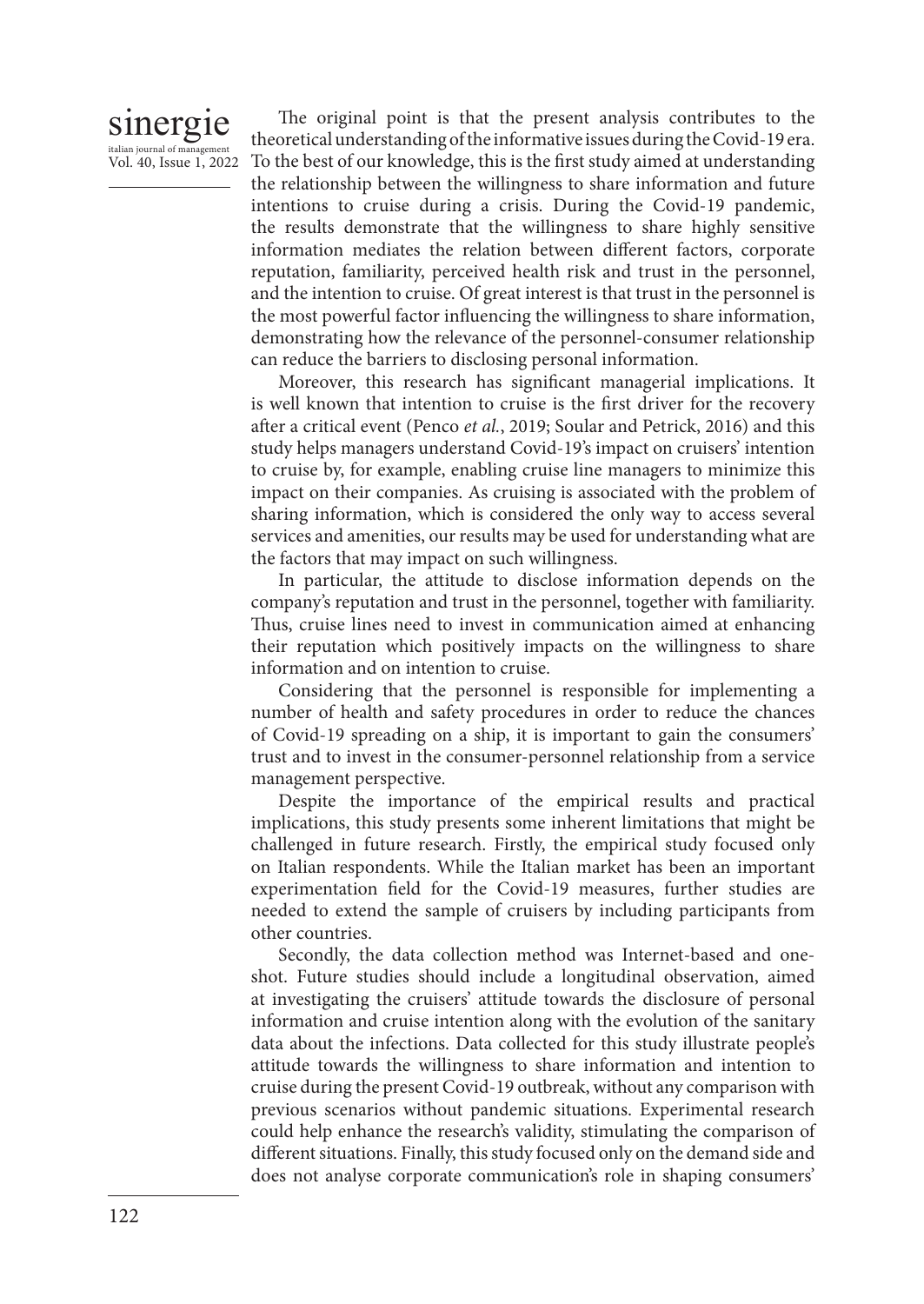The original point is that the present analysis contributes to the theoretical understanding of the informative issues during the Covid-19 era. To the best of our knowledge, this is the first study aimed at understanding the relationship between the willingness to share information and future intentions to cruise during a crisis. During the Covid-19 pandemic, the results demonstrate that the willingness to share highly sensitive information mediates the relation between different factors, corporate reputation, familiarity, perceived health risk and trust in the personnel, and the intention to cruise. Of great interest is that trust in the personnel is the most powerful factor influencing the willingness to share information, demonstrating how the relevance of the personnel-consumer relationship can reduce the barriers to disclosing personal information.

Moreover, this research has significant managerial implications. It is well known that intention to cruise is the first driver for the recovery after a critical event (Penco *et al.*, 2019; Soular and Petrick, 2016) and this study helps managers understand Covid-19's impact on cruisers' intention to cruise by, for example, enabling cruise line managers to minimize this impact on their companies. As cruising is associated with the problem of sharing information, which is considered the only way to access several services and amenities, our results may be used for understanding what are the factors that may impact on such willingness.

In particular, the attitude to disclose information depends on the company's reputation and trust in the personnel, together with familiarity. Thus, cruise lines need to invest in communication aimed at enhancing their reputation which positively impacts on the willingness to share information and on intention to cruise.

Considering that the personnel is responsible for implementing a number of health and safety procedures in order to reduce the chances of Covid-19 spreading on a ship, it is important to gain the consumers' trust and to invest in the consumer-personnel relationship from a service management perspective.

Despite the importance of the empirical results and practical implications, this study presents some inherent limitations that might be challenged in future research. Firstly, the empirical study focused only on Italian respondents. While the Italian market has been an important experimentation field for the Covid-19 measures, further studies are needed to extend the sample of cruisers by including participants from other countries.

Secondly, the data collection method was Internet-based and one-shot. Future studies should include a longitudinal observation, aimed at investigating the cruisers' attitude towards the disclosure of personal information and cruise intention along with the evolution of the sanitary data about the infections. Data collected for this study illustrate people's attitude towards the willingness to share information and intention to cruise during the present Covid-19 outbreak, without any comparison with previous scenarios without pandemic situations. Experimental research could help enhance the research's validity, stimulating the comparison of different situations. Finally, this study focused only on the demand side and does not analyse corporate communication's role in shaping consumers'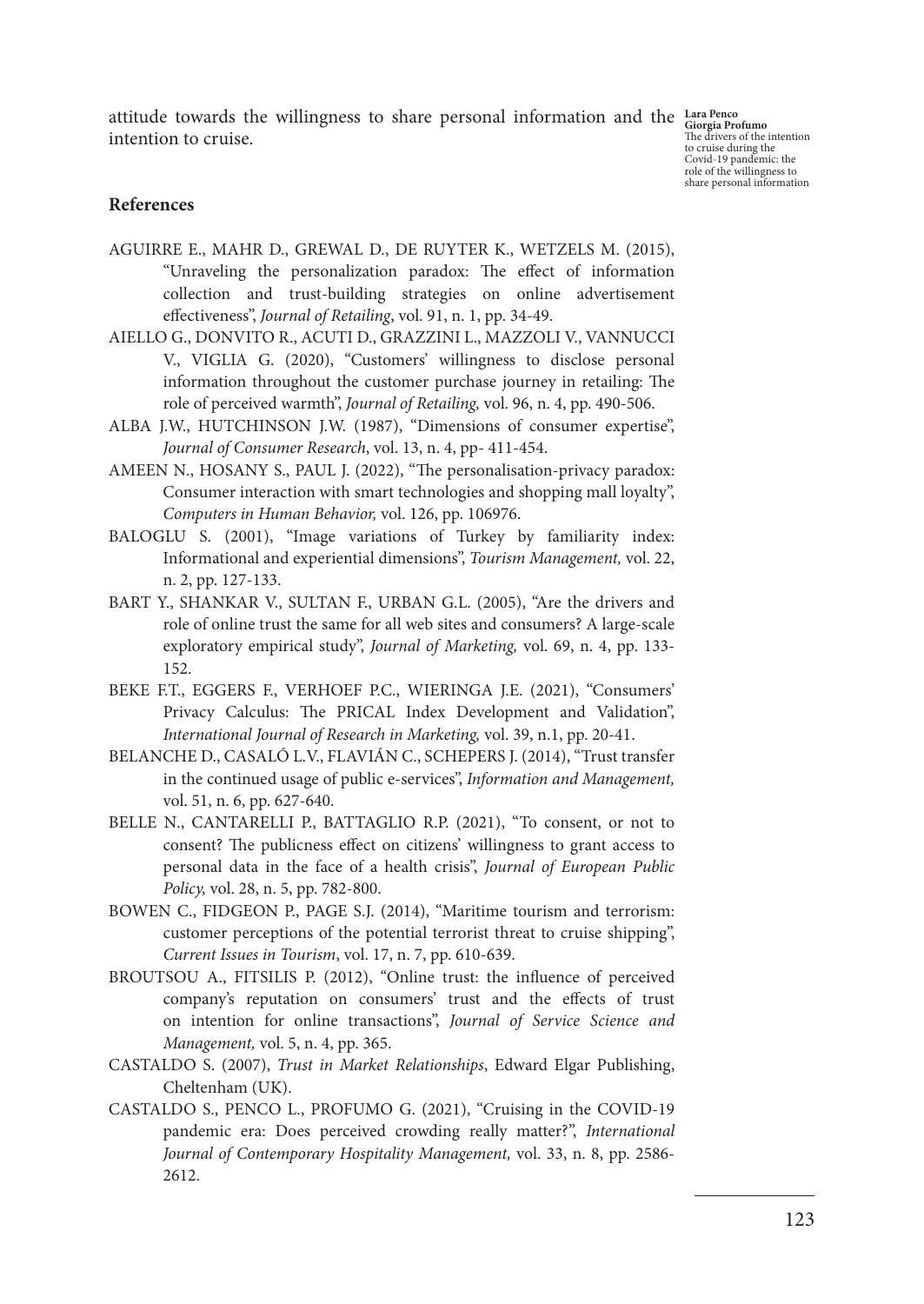attitude towards the willingness to share personal information and the intention to cruise.

## References

AGUIRRE E., MAHR D., GREWAL D., DE RUYTER K., WETZELS M. (2015), "Unraveling the personalization paradox: The effect of information collection and trust-building strategies on online advertisement effectiveness", *Journal of Retailing*, vol. 91, n. 1, pp. 34-49.

AIELLO G., DONVITO R., ACUTI D., GRAZZINI L., MAZZOLI V., VANNUCCI V., VIGLIA G. (2020), "Customers' willingness to disclose personal information throughout the customer purchase journey in retailing: The role of perceived warmth", *Journal of Retailing,* vol. 96, n. 4, pp. 490-506.

ALBA J.W., HUTCHINSON J.W. (1987), "Dimensions of consumer expertise", *Journal of Consumer Research*, vol. 13, n. 4, pp- 411-454.

AMEEN N., HOSANY S., PAUL J. (2022), "The personalisation-privacy paradox: Consumer interaction with smart technologies and shopping mall loyalty", *Computers in Human Behavior,* vol. 126, pp. 106976.

BALOGLU S. (2001), "Image variations of Turkey by familiarity index: Informational and experiential dimensions", *Tourism Management,* vol. 22, n. 2, pp. 127-133.

BART Y., SHANKAR V., SULTAN F., URBAN G.L. (2005), "Are the drivers and role of online trust the same for all web sites and consumers? A large-scale exploratory empirical study", *Journal of Marketing,* vol. 69, n. 4, pp. 133-152.

BEKE F.T., EGGERS F., VERHOEF P.C., WIERINGA J.E. (2021), "Consumers' Privacy Calculus: The PRICAL Index Development and Validation", *International Journal of Research in Marketing,* vol. 39, n.1, pp. 20-41.

BELANCHE D., CASALÓ L.V., FLAVIÁN C., SCHEPERS J. (2014), "Trust transfer in the continued usage of public e-services", *Information and Management,* vol. 51, n. 6, pp. 627-640.

BELLE N., CANTARELLI P., BATTAGLIO R.P. (2021), "To consent, or not to consent? The publicness effect on citizens' willingness to grant access to personal data in the face of a health crisis", *Journal of European Public Policy,* vol. 28, n. 5, pp. 782-800.

BOWEN C., FIDGEON P., PAGE S.J. (2014), "Maritime tourism and terrorism: customer perceptions of the potential terrorist threat to cruise shipping", *Current Issues in Tourism*, vol. 17, n. 7, pp. 610-639.

BROUTSOU A., FITSILIS P. (2012), "Online trust: the influence of perceived company's reputation on consumers' trust and the effects of trust on intention for online transactions", *Journal of Service Science and Management,* vol. 5, n. 4, pp. 365.

CASTALDO S. (2007), *Trust in Market Relationships*, Edward Elgar Publishing, Cheltenham (UK).

CASTALDO S., PENCO L., PROFUMO G. (2021), "Cruising in the COVID-19 pandemic era: Does perceived crowding really matter?", *International Journal of Contemporary Hospitality Management,* vol. 33, n. 8, pp. 2586-2612.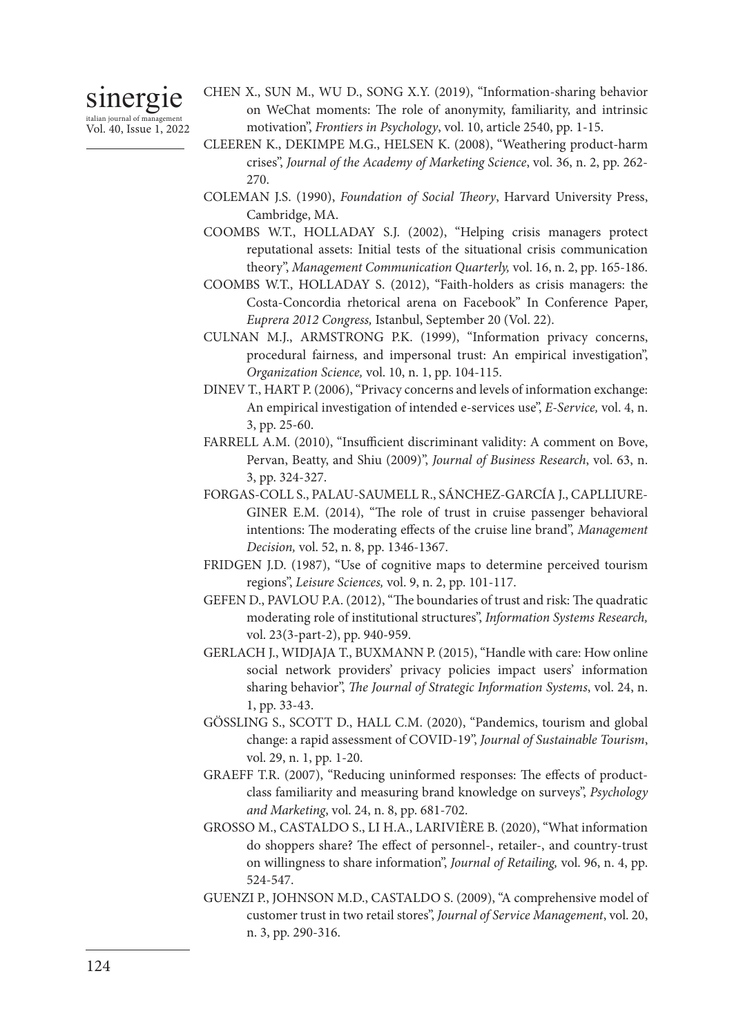CHEN X., SUN M., WU D., SONG X.Y. (2019), "Information-sharing behavior on WeChat moments: The role of anonymity, familiarity, and intrinsic motivation", *Frontiers in Psychology*, vol. 10, article 2540, pp. 1-15.

CLEEREN K., DEKIMPE M.G., HELSEN K. (2008), "Weathering product-harm crises", *Journal of the Academy of Marketing Science*, vol. 36, n. 2, pp. 262-270.

COLEMAN J.S. (1990), *Foundation of Social Theory*, Harvard University Press, Cambridge, MA.

COOMBS W.T., HOLLADAY S.J. (2002), "Helping crisis managers protect reputational assets: Initial tests of the situational crisis communication theory", *Management Communication Quarterly,* vol. 16, n. 2, pp. 165-186.

COOMBS W.T., HOLLADAY S. (2012), "Faith-holders as crisis managers: the Costa-Concordia rhetorical arena on Facebook" In Conference Paper, *Euprera 2012 Congress,* Istanbul, September 20 (Vol. 22).

CULNAN M.J., ARMSTRONG P.K. (1999), "Information privacy concerns, procedural fairness, and impersonal trust: An empirical investigation", *Organization Science,* vol. 10, n. 1, pp. 104-115.

DINEV T., HART P. (2006), "Privacy concerns and levels of information exchange: An empirical investigation of intended e-services use", *E-Service,* vol. 4, n. 3, pp. 25-60.

FARRELL A.M. (2010), "Insufficient discriminant validity: A comment on Bove, Pervan, Beatty, and Shiu (2009)", *Journal of Business Research*, vol. 63, n. 3, pp. 324-327.

FORGAS-COLL S., PALAU-SAUMELL R., SÁNCHEZ-GARCÍA J., CAPLLIURE-GINER E.M. (2014), "The role of trust in cruise passenger behavioral intentions: The moderating effects of the cruise line brand", *Management Decision,* vol. 52, n. 8, pp. 1346-1367.

FRIDGEN J.D. (1987), "Use of cognitive maps to determine perceived tourism regions", *Leisure Sciences,* vol. 9, n. 2, pp. 101-117.

GEFEN D., PAVLOU P.A. (2012), "The boundaries of trust and risk: The quadratic moderating role of institutional structures", *Information Systems Research,* vol. 23(3-part-2), pp. 940-959.

GERLACH J., WIDJAJA T., BUXMANN P. (2015), "Handle with care: How online social network providers' privacy policies impact users' information sharing behavior", *The Journal of Strategic Information Systems*, vol. 24, n. 1, pp. 33-43.

GÖSSLING S., SCOTT D., HALL C.M. (2020), "Pandemics, tourism and global change: a rapid assessment of COVID-19", *Journal of Sustainable Tourism*, vol. 29, n. 1, pp. 1-20.

GRAEFF T.R. (2007), "Reducing uninformed responses: The effects of product-class familiarity and measuring brand knowledge on surveys", *Psychology and Marketing*, vol. 24, n. 8, pp. 681-702.

GROSSO M., CASTALDO S., LI H.A., LARIVIÈRE B. (2020), "What information do shoppers share? The effect of personnel-, retailer-, and country-trust on willingness to share information", *Journal of Retailing,* vol. 96, n. 4, pp. 524-547.

GUENZI P., JOHNSON M.D., CASTALDO S. (2009), "A comprehensive model of customer trust in two retail stores", *Journal of Service Management*, vol. 20, n. 3, pp. 290-316.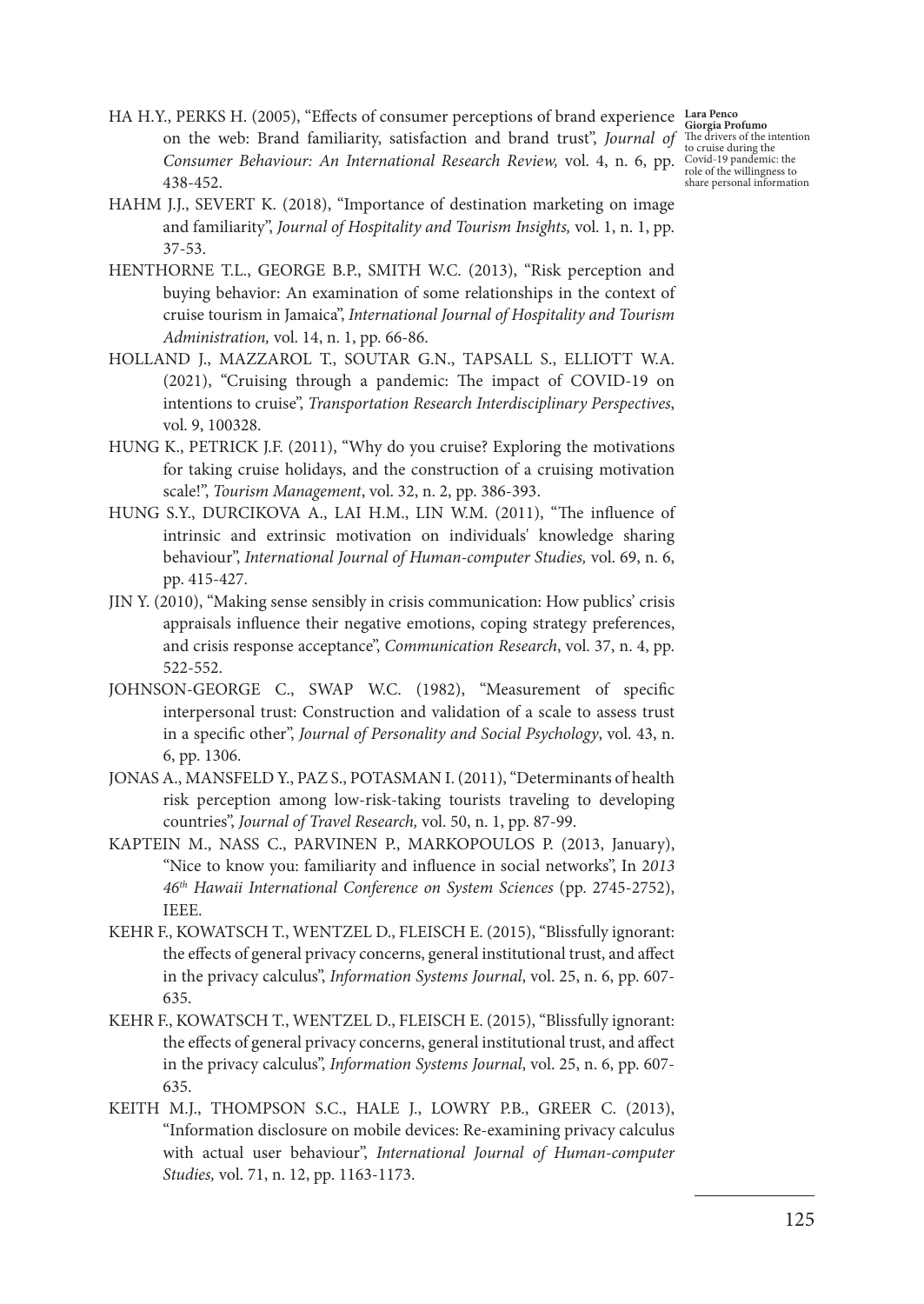HA H.Y., PERKS H. (2005), "Effects of consumer perceptions of brand experience on the web: Brand familiarity, satisfaction and brand trust", *Journal of Consumer Behaviour: An International Research Review,* vol. 4, n. 6, pp. 438-452.

HAHM J.J., SEVERT K. (2018), "Importance of destination marketing on image and familiarity", *Journal of Hospitality and Tourism Insights,* vol. 1, n. 1, pp. 37-53.

HENTHORNE T.L., GEORGE B.P., SMITH W.C. (2013), "Risk perception and buying behavior: An examination of some relationships in the context of cruise tourism in Jamaica", *International Journal of Hospitality and Tourism Administration,* vol. 14, n. 1, pp. 66-86.

HOLLAND J., MAZZAROL T., SOUTAR G.N., TAPSALL S., ELLIOTT W.A. (2021), "Cruising through a pandemic: The impact of COVID-19 on intentions to cruise", *Transportation Research Interdisciplinary Perspectives*, vol. 9, 100328.

HUNG K., PETRICK J.F. (2011), "Why do you cruise? Exploring the motivations for taking cruise holidays, and the construction of a cruising motivation scale!", *Tourism Management*, vol. 32, n. 2, pp. 386-393.

HUNG S.Y., DURCIKOVA A., LAI H.M., LIN W.M. (2011), "The influence of intrinsic and extrinsic motivation on individuals' knowledge sharing behaviour", *International Journal of Human-computer Studies,* vol. 69, n. 6, pp. 415-427.

JIN Y. (2010), "Making sense sensibly in crisis communication: How publics' crisis appraisals influence their negative emotions, coping strategy preferences, and crisis response acceptance", *Communication Research*, vol. 37, n. 4, pp. 522-552.

JOHNSON-GEORGE C., SWAP W.C. (1982), "Measurement of specific interpersonal trust: Construction and validation of a scale to assess trust in a specific other", *Journal of Personality and Social Psychology*, vol. 43, n. 6, pp. 1306.

JONAS A., MANSFELD Y., PAZ S., POTASMAN I. (2011), "Determinants of health risk perception among low-risk-taking tourists traveling to developing countries", *Journal of Travel Research,* vol. 50, n. 1, pp. 87-99.

KAPTEIN M., NASS C., PARVINEN P., MARKOPOULOS P. (2013, January), "Nice to know you: familiarity and influence in social networks", In *2013 46th Hawaii International Conference on System Sciences* (pp. 2745-2752), IEEE.

KEHR F., KOWATSCH T., WENTZEL D., FLEISCH E. (2015), "Blissfully ignorant: the effects of general privacy concerns, general institutional trust, and affect in the privacy calculus", *Information Systems Journal*, vol. 25, n. 6, pp. 607-635.

KEHR F., KOWATSCH T., WENTZEL D., FLEISCH E. (2015), "Blissfully ignorant: the effects of general privacy concerns, general institutional trust, and affect in the privacy calculus", *Information Systems Journal*, vol. 25, n. 6, pp. 607-635.

KEITH M.J., THOMPSON S.C., HALE J., LOWRY P.B., GREER C. (2013), "Information disclosure on mobile devices: Re-examining privacy calculus with actual user behaviour", *International Journal of Human-computer Studies,* vol. 71, n. 12, pp. 1163-1173.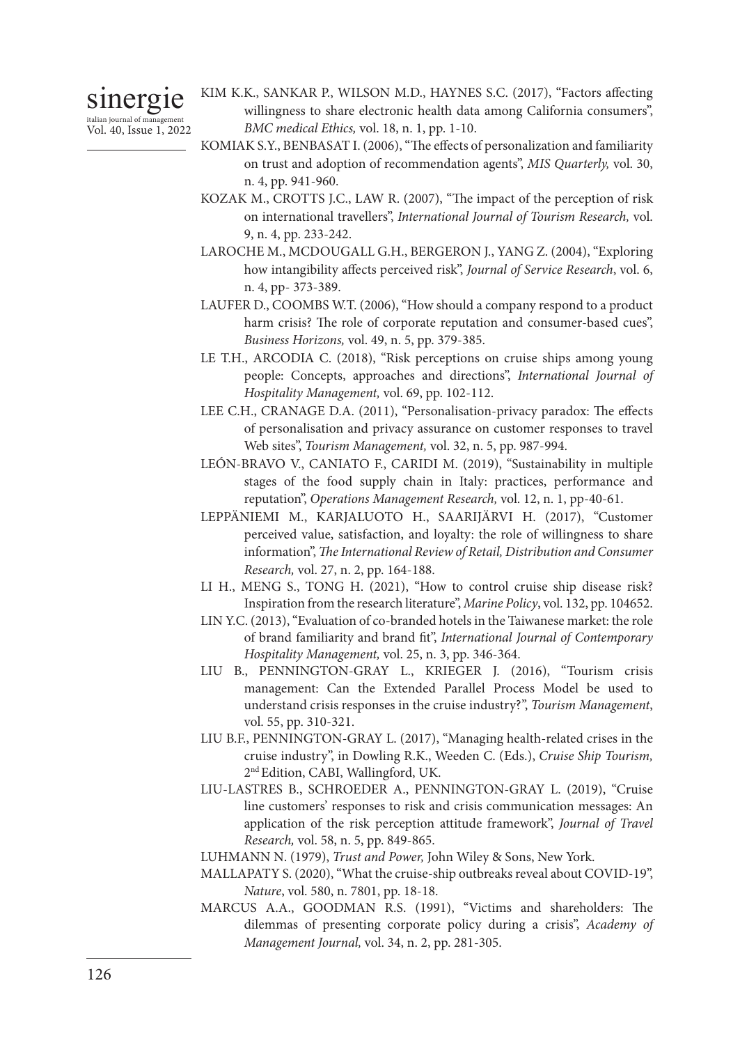KIM K.K., SANKAR P., WILSON M.D., HAYNES S.C. (2017), "Factors affecting willingness to share electronic health data among California consumers", *BMC medical Ethics,* vol. 18, n. 1, pp. 1-10.

KOMIAK S.Y., BENBASAT I. (2006), "The effects of personalization and familiarity on trust and adoption of recommendation agents", *MIS Quarterly,* vol. 30, n. 4, pp. 941-960.

KOZAK M., CROTTS J.C., LAW R. (2007), "The impact of the perception of risk on international travellers", *International Journal of Tourism Research,* vol. 9, n. 4, pp. 233-242.

LAROCHE M., MCDOUGALL G.H., BERGERON J., YANG Z. (2004), "Exploring how intangibility affects perceived risk", *Journal of Service Research*, vol. 6, n. 4, pp- 373-389.

LAUFER D., COOMBS W.T. (2006), "How should a company respond to a product harm crisis? The role of corporate reputation and consumer-based cues", *Business Horizons,* vol. 49, n. 5, pp. 379-385.

LE T.H., ARCODIA C. (2018), "Risk perceptions on cruise ships among young people: Concepts, approaches and directions", *International Journal of Hospitality Management,* vol. 69, pp. 102-112.

LEE C.H., CRANAGE D.A. (2011), "Personalisation-privacy paradox: The effects of personalisation and privacy assurance on customer responses to travel Web sites", *Tourism Management,* vol. 32, n. 5, pp. 987-994.

LEÓN-BRAVO V., CANIATO F., CARIDI M. (2019), "Sustainability in multiple stages of the food supply chain in Italy: practices, performance and reputation", *Operations Management Research,* vol. 12, n. 1, pp-40-61.

LEPPÄNIEMI M., KARJALUOTO H., SAARIJÄRVI H. (2017), "Customer perceived value, satisfaction, and loyalty: the role of willingness to share information", *The International Review of Retail, Distribution and Consumer Research,* vol. 27, n. 2, pp. 164-188.

LI H., MENG S., TONG H. (2021), "How to control cruise ship disease risk? Inspiration from the research literature", *Marine Policy*, vol. 132, pp. 104652.

LIN Y.C. (2013), "Evaluation of co-branded hotels in the Taiwanese market: the role of brand familiarity and brand fit", *International Journal of Contemporary Hospitality Management,* vol. 25, n. 3, pp. 346-364.

LIU B., PENNINGTON-GRAY L., KRIEGER J. (2016), "Tourism crisis management: Can the Extended Parallel Process Model be used to understand crisis responses in the cruise industry?", *Tourism Management*, vol. 55, pp. 310-321.

LIU B.F., PENNINGTON-GRAY L. (2017), "Managing health-related crises in the cruise industry", in Dowling R.K., Weeden C. (Eds.), *Cruise Ship Tourism,* 2nd Edition, CABI, Wallingford, UK.

LIU-LASTRES B., SCHROEDER A., PENNINGTON-GRAY L. (2019), "Cruise line customers' responses to risk and crisis communication messages: An application of the risk perception attitude framework", *Journal of Travel Research,* vol. 58, n. 5, pp. 849-865.

LUHMANN N. (1979), *Trust and Power,* John Wiley & Sons, New York.

MALLAPATY S. (2020), "What the cruise-ship outbreaks reveal about COVID-19", *Nature*, vol. 580, n. 7801, pp. 18-18.

MARCUS A.A., GOODMAN R.S. (1991), "Victims and shareholders: The dilemmas of presenting corporate policy during a crisis", *Academy of Management Journal,* vol. 34, n. 2, pp. 281-305.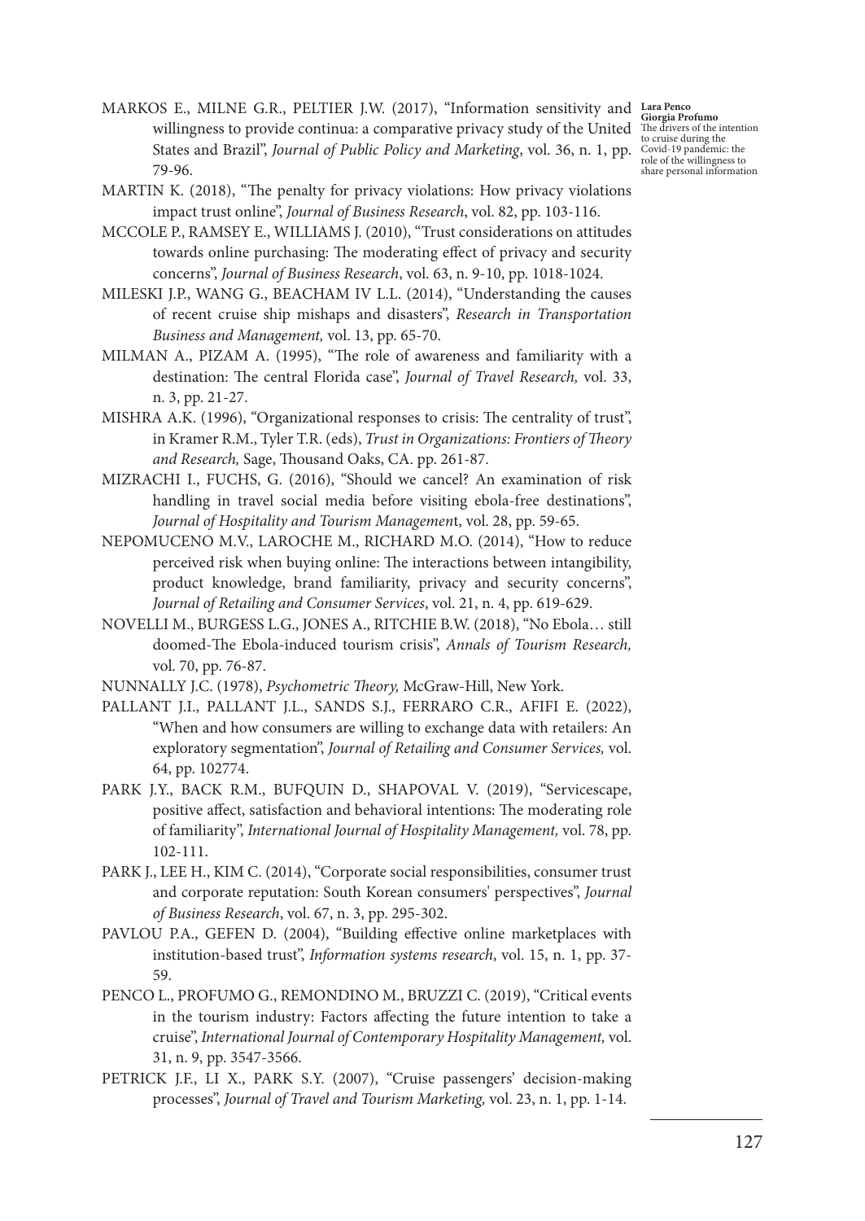MARKOS E., MILNE G.R., PELTIER J.W. (2017), "Information sensitivity and willingness to provide continua: a comparative privacy study of the United States and Brazil", *Journal of Public Policy and Marketing*, vol. 36, n. 1, pp. 79-96.

MARTIN K. (2018), "The penalty for privacy violations: How privacy violations impact trust online", *Journal of Business Research*, vol. 82, pp. 103-116.

MCCOLE P., RAMSEY E., WILLIAMS J. (2010), "Trust considerations on attitudes towards online purchasing: The moderating effect of privacy and security concerns", *Journal of Business Research*, vol. 63, n. 9-10, pp. 1018-1024.

MILESKI J.P., WANG G., BEACHAM IV L.L. (2014), "Understanding the causes of recent cruise ship mishaps and disasters", *Research in Transportation Business and Management,* vol. 13, pp. 65-70.

MILMAN A., PIZAM A. (1995), "The role of awareness and familiarity with a destination: The central Florida case", *Journal of Travel Research,* vol. 33, n. 3, pp. 21-27.

MISHRA A.K. (1996), "Organizational responses to crisis: The centrality of trust", in Kramer R.M., Tyler T.R. (eds), *Trust in Organizations: Frontiers of Theory and Research,* Sage, Thousand Oaks, CA. pp. 261-87.

MIZRACHI I., FUCHS, G. (2016), "Should we cancel? An examination of risk handling in travel social media before visiting ebola-free destinations", *Journal of Hospitality and Tourism Management*, vol. 28, pp. 59-65.

NEPOMUCENO M.V., LAROCHE M., RICHARD M.O. (2014), "How to reduce perceived risk when buying online: The interactions between intangibility, product knowledge, brand familiarity, privacy and security concerns", *Journal of Retailing and Consumer Services*, vol. 21, n. 4, pp. 619-629.

NOVELLI M., BURGESS L.G., JONES A., RITCHIE B.W. (2018), "No Ebola… still doomed-The Ebola-induced tourism crisis", *Annals of Tourism Research,* vol. 70, pp. 76-87.

NUNNALLY J.C. (1978), *Psychometric Theory,* McGraw-Hill, New York.

PALLANT J.I., PALLANT J.L., SANDS S.J., FERRARO C.R., AFIFI E. (2022), "When and how consumers are willing to exchange data with retailers: An exploratory segmentation", *Journal of Retailing and Consumer Services,* vol. 64, pp. 102774.

PARK J.Y., BACK R.M., BUFQUIN D., SHAPOVAL V. (2019), "Servicescape, positive affect, satisfaction and behavioral intentions: The moderating role of familiarity", *International Journal of Hospitality Management,* vol. 78, pp. 102-111.

PARK J., LEE H., KIM C. (2014), "Corporate social responsibilities, consumer trust and corporate reputation: South Korean consumers' perspectives", *Journal of Business Research*, vol. 67, n. 3, pp. 295-302.

PAVLOU P.A., GEFEN D. (2004), "Building effective online marketplaces with institution-based trust", *Information systems research*, vol. 15, n. 1, pp. 37-59.

PENCO L., PROFUMO G., REMONDINO M., BRUZZI C. (2019), "Critical events in the tourism industry: Factors affecting the future intention to take a cruise", *International Journal of Contemporary Hospitality Management,* vol. 31, n. 9, pp. 3547-3566.

PETRICK J.F., LI X., PARK S.Y. (2007), "Cruise passengers' decision-making processes", *Journal of Travel and Tourism Marketing,* vol. 23, n. 1, pp. 1-14.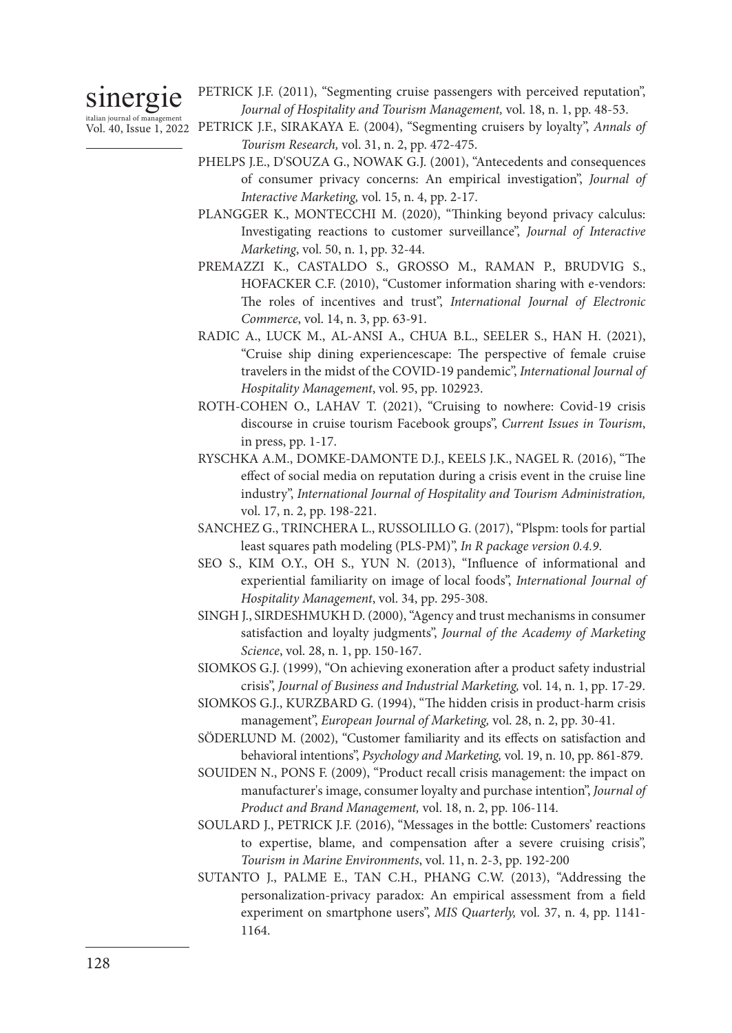PETRICK J.F. (2011), "Segmenting cruise passengers with perceived reputation", *Journal of Hospitality and Tourism Management,* vol. 18, n. 1, pp. 48-53.

PETRICK J.F., SIRAKAYA E. (2004), "Segmenting cruisers by loyalty", *Annals of Tourism Research,* vol. 31, n. 2, pp. 472-475.

PHELPS J.E., D'SOUZA G., NOWAK G.J. (2001), "Antecedents and consequences of consumer privacy concerns: An empirical investigation", *Journal of Interactive Marketing,* vol. 15, n. 4, pp. 2-17.

PLANGGER K., MONTECCHI M. (2020), "Thinking beyond privacy calculus: Investigating reactions to customer surveillance", *Journal of Interactive Marketing*, vol. 50, n. 1, pp. 32-44.

PREMAZZI K., CASTALDO S., GROSSO M., RAMAN P., BRUDVIG S., HOFACKER C.F. (2010), "Customer information sharing with e-vendors: The roles of incentives and trust", *International Journal of Electronic Commerce*, vol. 14, n. 3, pp. 63-91.

RADIC A., LUCK M., AL-ANSI A., CHUA B.L., SEELER S., HAN H. (2021), "Cruise ship dining experiencescape: The perspective of female cruise travelers in the midst of the COVID-19 pandemic", *International Journal of Hospitality Management*, vol. 95, pp. 102923.

ROTH-COHEN O., LAHAV T. (2021), "Cruising to nowhere: Covid-19 crisis discourse in cruise tourism Facebook groups", *Current Issues in Tourism*, in press, pp. 1-17.

RYSCHKA A.M., DOMKE-DAMONTE D.J., KEELS J.K., NAGEL R. (2016), "The effect of social media on reputation during a crisis event in the cruise line industry", *International Journal of Hospitality and Tourism Administration,* vol. 17, n. 2, pp. 198-221.

SANCHEZ G., TRINCHERA L., RUSSOLILLO G. (2017), "Plspm: tools for partial least squares path modeling (PLS-PM)", *In R package version 0.4.9*.

SEO S., KIM O.Y., OH S., YUN N. (2013), "Influence of informational and experiential familiarity on image of local foods", *International Journal of Hospitality Management*, vol. 34, pp. 295-308.

SINGH J., SIRDESHMUKH D. (2000), "Agency and trust mechanisms in consumer satisfaction and loyalty judgments", *Journal of the Academy of Marketing Science*, vol. 28, n. 1, pp. 150-167.

SIOMKOS G.J. (1999), "On achieving exoneration after a product safety industrial crisis", *Journal of Business and Industrial Marketing,* vol. 14, n. 1, pp. 17-29.

SIOMKOS G.J., KURZBARD G. (1994), "The hidden crisis in product-harm crisis management", *European Journal of Marketing,* vol. 28, n. 2, pp. 30-41.

SÖDERLUND M. (2002), "Customer familiarity and its effects on satisfaction and behavioral intentions", *Psychology and Marketing,* vol. 19, n. 10, pp. 861-879.

SOUIDEN N., PONS F. (2009), "Product recall crisis management: the impact on manufacturer's image, consumer loyalty and purchase intention", *Journal of Product and Brand Management,* vol. 18, n. 2, pp. 106-114.

SOULARD J., PETRICK J.F. (2016), "Messages in the bottle: Customers' reactions to expertise, blame, and compensation after a severe cruising crisis", *Tourism in Marine Environments*, vol. 11, n. 2-3, pp. 192-200

SUTANTO J., PALME E., TAN C.H., PHANG C.W. (2013), "Addressing the personalization-privacy paradox: An empirical assessment from a field experiment on smartphone users", *MIS Quarterly,* vol. 37, n. 4, pp. 1141-1164.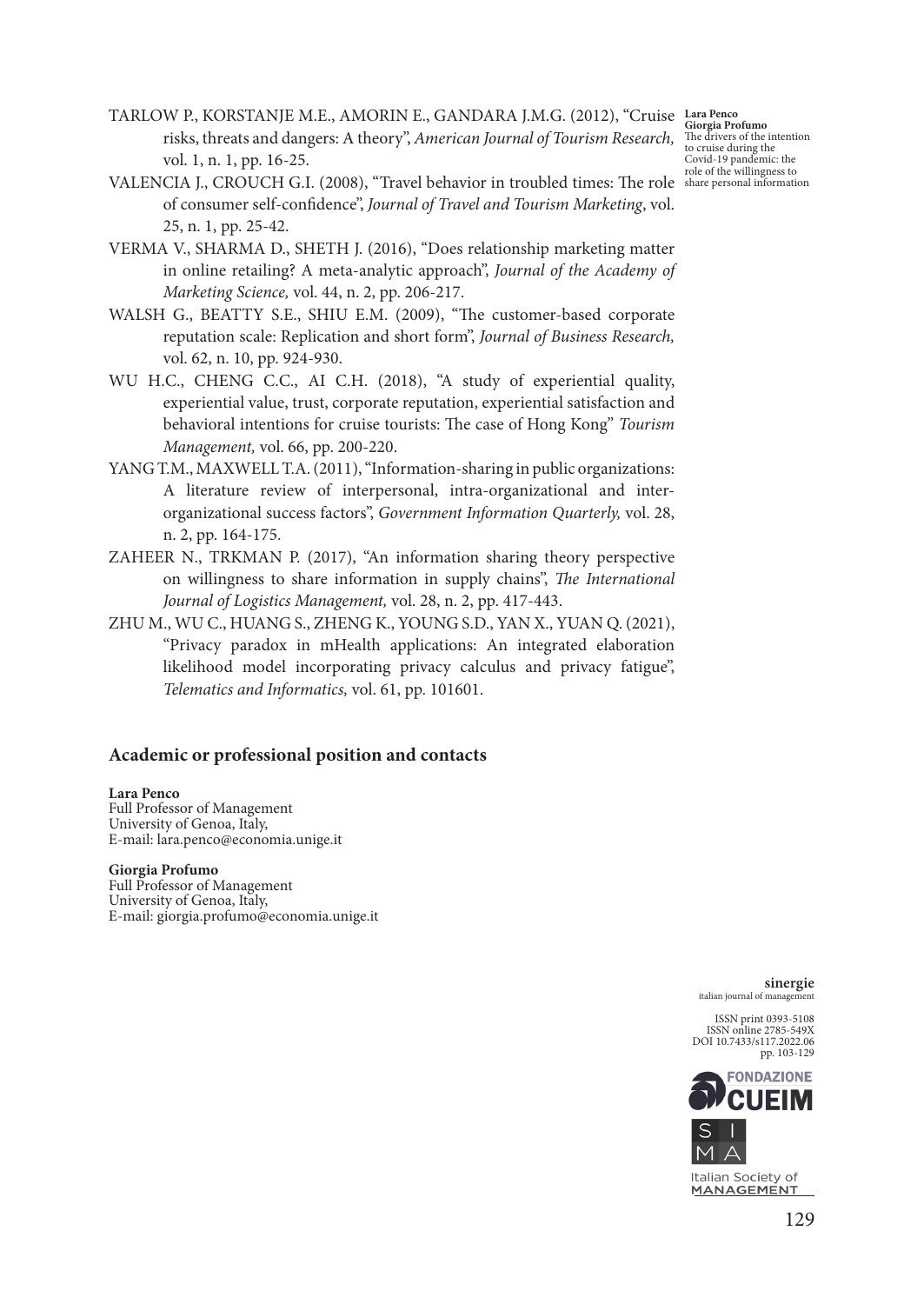TARLOW P., KORSTANJE M.E., AMORIN E., GANDARA J.M.G. (2012), "Cruise risks, threats and dangers: A theory", *American Journal of Tourism Research,* vol. 1, n. 1, pp. 16-25.

VALENCIA J., CROUCH G.I. (2008), "Travel behavior in troubled times: The role of consumer self-confidence", *Journal of Travel and Tourism Marketing*, vol. 25, n. 1, pp. 25-42.

VERMA V., SHARMA D., SHETH J. (2016), "Does relationship marketing matter in online retailing? A meta-analytic approach", *Journal of the Academy of Marketing Science,* vol. 44, n. 2, pp. 206-217.

WALSH G., BEATTY S.E., SHIU E.M. (2009), "The customer-based corporate reputation scale: Replication and short form", *Journal of Business Research,* vol. 62, n. 10, pp. 924-930.

WU H.C., CHENG C.C., AI C.H. (2018), "A study of experiential quality, experiential value, trust, corporate reputation, experiential satisfaction and behavioral intentions for cruise tourists: The case of Hong Kong" *Tourism Management,* vol. 66, pp. 200-220.

YANG T.M., MAXWELL T.A. (2011), "Information-sharing in public organizations: A literature review of interpersonal, intra-organizational and inter-organizational success factors", *Government Information Quarterly,* vol. 28, n. 2, pp. 164-175.

ZAHEER N., TRKMAN P. (2017), "An information sharing theory perspective on willingness to share information in supply chains", *The International Journal of Logistics Management,* vol. 28, n. 2, pp. 417-443.

ZHU M., WU C., HUANG S., ZHENG K., YOUNG S.D., YAN X., YUAN Q. (2021), "Privacy paradox in mHealth applications: An integrated elaboration likelihood model incorporating privacy calculus and privacy fatigue", *Telematics and Informatics,* vol. 61, pp. 101601.

## Academic or professional position and contacts

**Lara Penco**
Full Professor of Management
University of Genoa, Italy,
E-mail: lara.penco@economia.unige.it

**Giorgia Profumo**
Full Professor of Management
University of Genoa, Italy,
E-mail: giorgia.profumo@economia.unige.it

**sinergie**
italian journal of management

ISSN print 0393-5108
ISSN online 2785-549X
DOI 10.7433/s117.2022.06
pp. 103-129